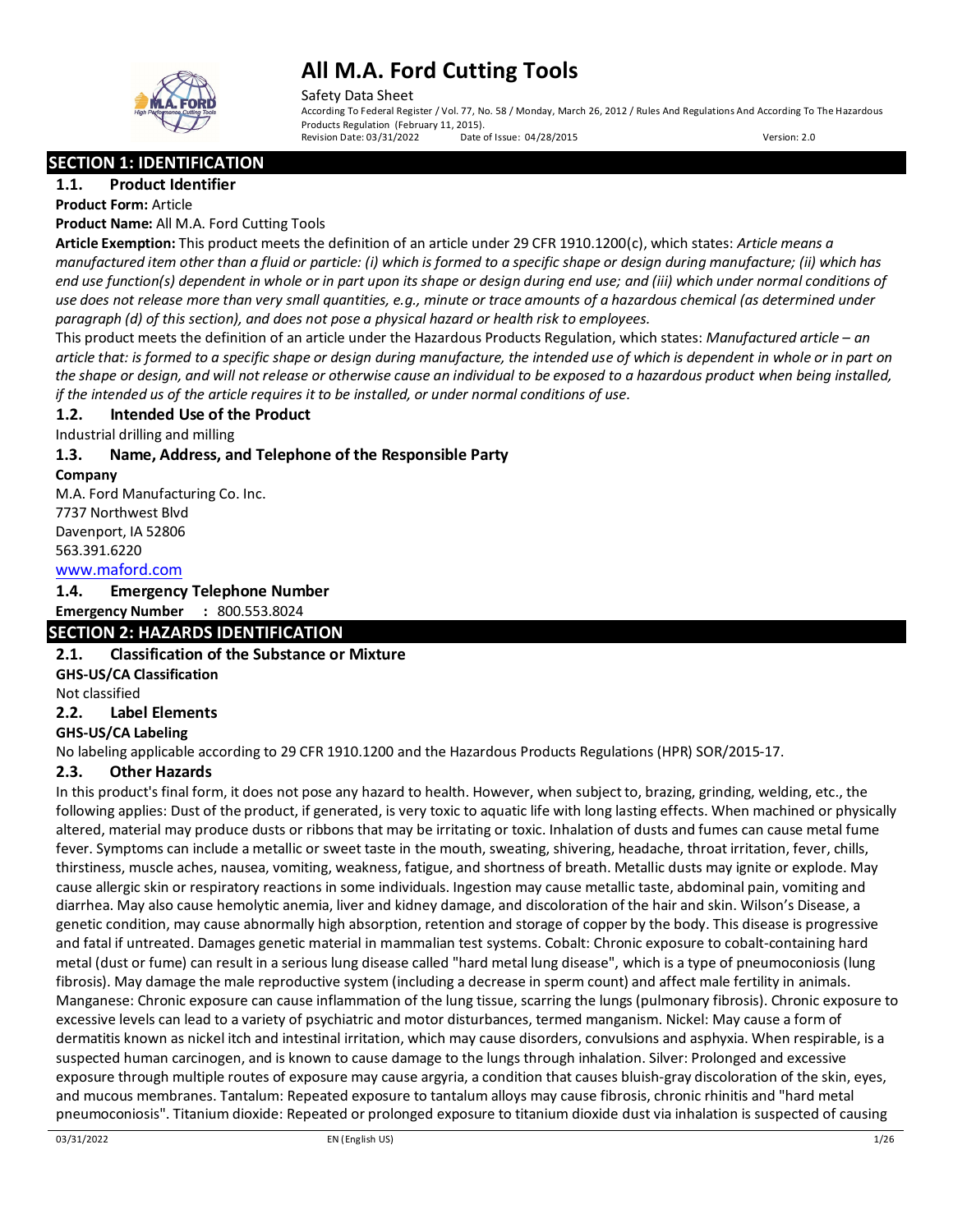# All M.A. Ford Cutting Tools

Safety Data Sheet

According To Federal Register / Vol. 77, No. 58 / Monday, March 26, 2012 / Rules And Regulations And According To The Hazardous Products Regulation (February 11, 2015).

Revision Date: 03/31/2022 Date of Issue: 04/28/2015 Version: 2.0

## SECTION 1: IDENTIFICATION

### 1.1. Product Identifier

**Product Form:** Article

**Product Name:** All M.A. Ford Cutting Tools

**Article Exemption:** This product meets the definition of an article under 29 CFR 1910.1200(c), which states: *Article means a manufactured item other than a fluid or particle: (i) which is formed to a specific shape or design during manufacture; (ii) which has end use function(s) dependent in whole or in part upon its shape or design during end use; and (iii) which under normal conditions of use does not release more than very small quantities, e.g., minute or trace amounts of a hazardous chemical (as determined under paragraph (d) of this section), and does not pose a physical hazard or health risk to employees.*

This product meets the definition of an article under the Hazardous Products Regulation, which states: *Manufactured article – an article that: is formed to a specific shape or design during manufacture, the intended use of which is dependent in whole or in part on the shape or design, and will not release or otherwise cause an individual to be exposed to a hazardous product when being installed, if the intended us of the article requires it to be installed, or under normal conditions of use.*

### 1.2. Intended Use of the Product

Industrial drilling and milling

### 1.3. Name, Address, and Telephone of the Responsible Party

**Company**

M.A. Ford Manufacturing Co. Inc.
7737 Northwest Blvd
Davenport, IA 52806
563.391.6220
www.maford.com

### 1.4. Emergency Telephone Number

**Emergency Number :** 800.553.8024

## SECTION 2: HAZARDS IDENTIFICATION

### 2.1. Classification of the Substance or Mixture

**GHS-US/CA Classification**

Not classified

### 2.2. Label Elements

**GHS-US/CA Labeling**

No labeling applicable according to 29 CFR 1910.1200 and the Hazardous Products Regulations (HPR) SOR/2015-17.

### 2.3. Other Hazards

In this product's final form, it does not pose any hazard to health. However, when subject to, brazing, grinding, welding, etc., the following applies: Dust of the product, if generated, is very toxic to aquatic life with long lasting effects. When machined or physically altered, material may produce dusts or ribbons that may be irritating or toxic. Inhalation of dusts and fumes can cause metal fume fever. Symptoms can include a metallic or sweet taste in the mouth, sweating, shivering, headache, throat irritation, fever, chills, thirstiness, muscle aches, nausea, vomiting, weakness, fatigue, and shortness of breath. Metallic dusts may ignite or explode. May cause allergic skin or respiratory reactions in some individuals. Ingestion may cause metallic taste, abdominal pain, vomiting and diarrhea. May also cause hemolytic anemia, liver and kidney damage, and discoloration of the hair and skin. Wilson's Disease, a genetic condition, may cause abnormally high absorption, retention and storage of copper by the body. This disease is progressive and fatal if untreated. Damages genetic material in mammalian test systems. Cobalt: Chronic exposure to cobalt-containing hard metal (dust or fume) can result in a serious lung disease called "hard metal lung disease", which is a type of pneumoconiosis (lung fibrosis). May damage the male reproductive system (including a decrease in sperm count) and affect male fertility in animals. Manganese: Chronic exposure can cause inflammation of the lung tissue, scarring the lungs (pulmonary fibrosis). Chronic exposure to excessive levels can lead to a variety of psychiatric and motor disturbances, termed manganism. Nickel: May cause a form of dermatitis known as nickel itch and intestinal irritation, which may cause disorders, convulsions and asphyxia. When respirable, is a suspected human carcinogen, and is known to cause damage to the lungs through inhalation. Silver: Prolonged and excessive exposure through multiple routes of exposure may cause argyria, a condition that causes bluish-gray discoloration of the skin, eyes, and mucous membranes. Tantalum: Repeated exposure to tantalum alloys may cause fibrosis, chronic rhinitis and "hard metal pneumoconiosis". Titanium dioxide: Repeated or prolonged exposure to titanium dioxide dust via inhalation is suspected of causing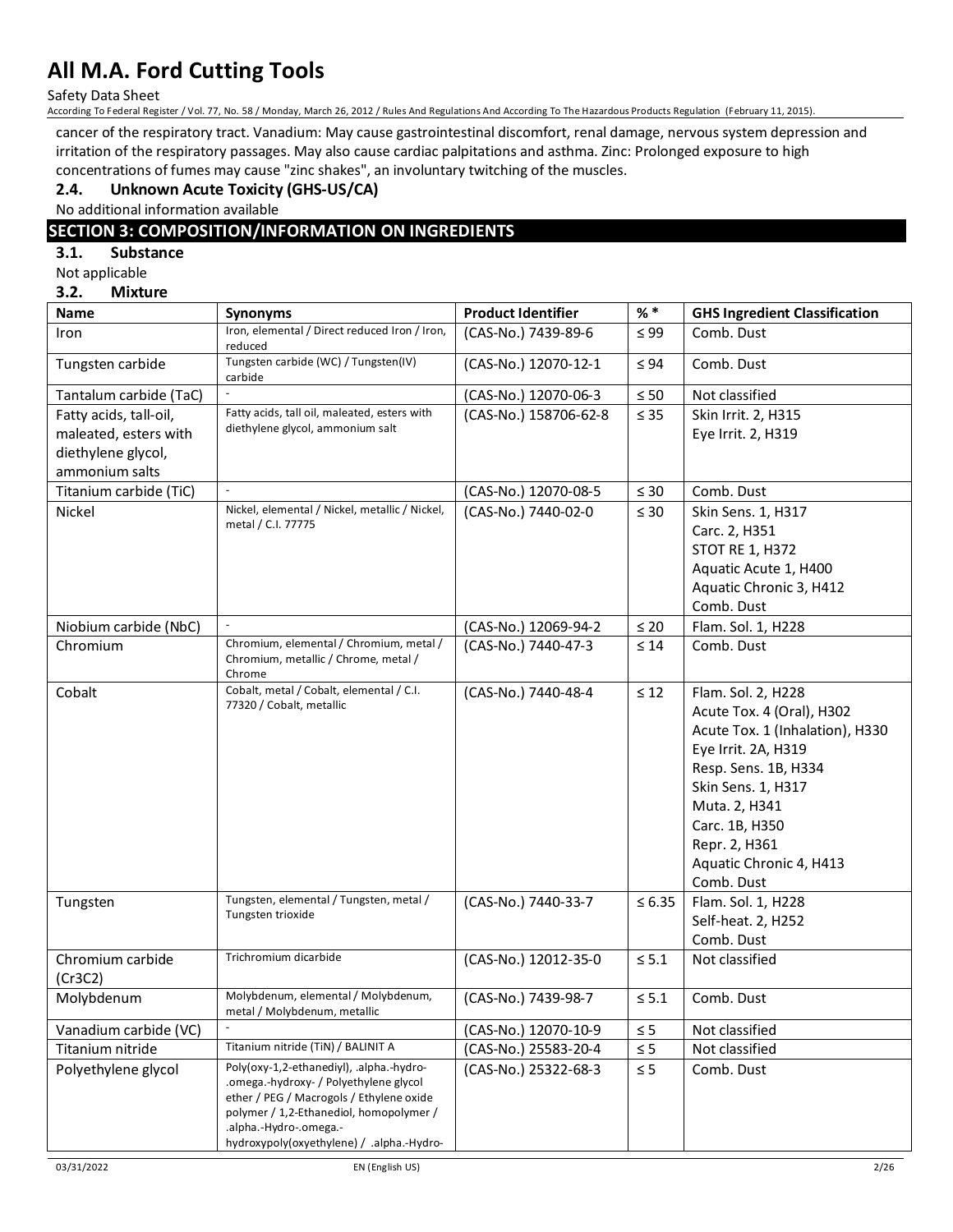cancer of the respiratory tract. Vanadium: May cause gastrointestinal discomfort, renal damage, nervous system depression and irritation of the respiratory passages. May also cause cardiac palpitations and asthma. Zinc: Prolonged exposure to high concentrations of fumes may cause "zinc shakes", an involuntary twitching of the muscles.

### 2.4. Unknown Acute Toxicity (GHS-US/CA)

No additional information available

## SECTION 3: COMPOSITION/INFORMATION ON INGREDIENTS

### 3.1. Substance

Not applicable

### 3.2. Mixture

| Name | Synonyms | Product Identifier | % * | GHS Ingredient Classification |
|---|---|---|---|---|
| Iron | Iron, elemental / Direct reduced Iron / Iron, reduced | (CAS-No.) 7439-89-6 | ≤ 99 | Comb. Dust |
| Tungsten carbide | Tungsten carbide (WC) / Tungsten(IV) carbide | (CAS-No.) 12070-12-1 | ≤ 94 | Comb. Dust |
| Tantalum carbide (TaC) | - | (CAS-No.) 12070-06-3 | ≤ 50 | Not classified |
| Fatty acids, tall-oil, maleated, esters with diethylene glycol, ammonium salts | Fatty acids, tall oil, maleated, esters with diethylene glycol, ammonium salt | (CAS-No.) 158706-62-8 | ≤ 35 | Skin Irrit. 2, H315<br>Eye Irrit. 2, H319 |
| Titanium carbide (TiC) | - | (CAS-No.) 12070-08-5 | ≤ 30 | Comb. Dust |
| Nickel | Nickel, elemental / Nickel, metallic / Nickel, metal / C.I. 77775 | (CAS-No.) 7440-02-0 | ≤ 30 | Skin Sens. 1, H317<br>Carc. 2, H351<br>STOT RE 1, H372<br>Aquatic Acute 1, H400<br>Aquatic Chronic 3, H412<br>Comb. Dust |
| Niobium carbide (NbC) | - | (CAS-No.) 12069-94-2 | ≤ 20 | Flam. Sol. 1, H228 |
| Chromium | Chromium, elemental / Chromium, metal / Chromium, metallic / Chrome, metal / Chrome | (CAS-No.) 7440-47-3 | ≤ 14 | Comb. Dust |
| Cobalt | Cobalt, metal / Cobalt, elemental / C.I. 77320 / Cobalt, metallic | (CAS-No.) 7440-48-4 | ≤ 12 | Flam. Sol. 2, H228<br>Acute Tox. 4 (Oral), H302<br>Acute Tox. 1 (Inhalation), H330<br>Eye Irrit. 2A, H319<br>Resp. Sens. 1B, H334<br>Skin Sens. 1, H317<br>Muta. 2, H341<br>Carc. 1B, H350<br>Repr. 2, H361<br>Aquatic Chronic 4, H413<br>Comb. Dust |
| Tungsten | Tungsten, elemental / Tungsten, metal / Tungsten trioxide | (CAS-No.) 7440-33-7 | ≤ 6.35 | Flam. Sol. 1, H228<br>Self-heat. 2, H252<br>Comb. Dust |
| Chromium carbide (Cr3C2) | Trichromium dicarbide | (CAS-No.) 12012-35-0 | ≤ 5.1 | Not classified |
| Molybdenum | Molybdenum, elemental / Molybdenum, metal / Molybdenum, metallic | (CAS-No.) 7439-98-7 | ≤ 5.1 | Comb. Dust |
| Vanadium carbide (VC) | - | (CAS-No.) 12070-10-9 | ≤ 5 | Not classified |
| Titanium nitride | Titanium nitride (TiN) / BALINIT A | (CAS-No.) 25583-20-4 | ≤ 5 | Not classified |
| Polyethylene glycol | Poly(oxy-1,2-ethanediyl), .alpha.-hydro-.omega.-hydroxy- / Polyethylene glycol ether / PEG / Macrogols / Ethylene oxide polymer / 1,2-Ethanediol, homopolymer / .alpha.-Hydro-.omega.-hydroxypoly(oxyethylene) / .alpha.-Hydro- | (CAS-No.) 25322-68-3 | ≤ 5 | Comb. Dust |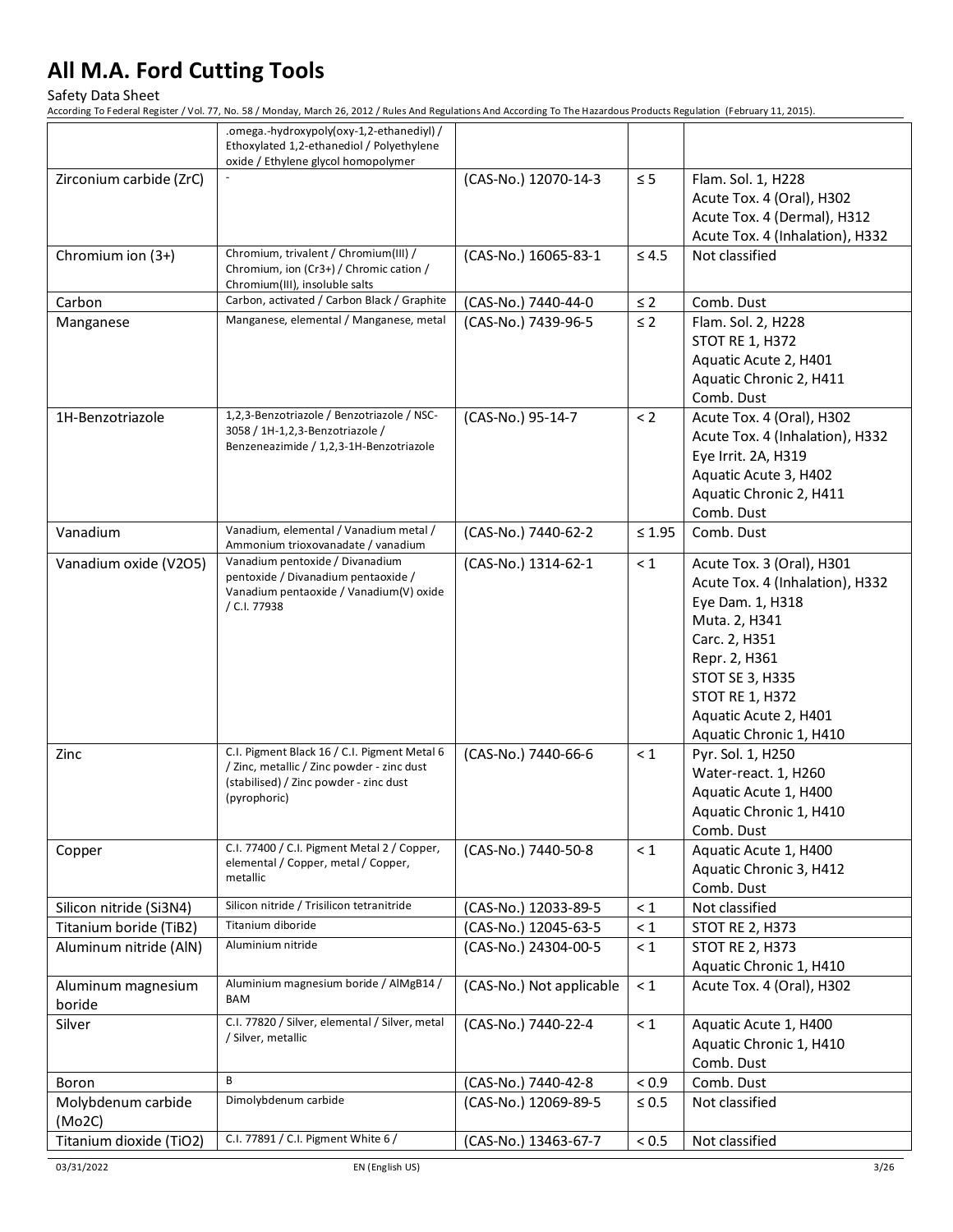| | | | | |
|---|---|---|---|---|
| | .omega.-hydroxypoly(oxy-1,2-ethanediyl) / Ethoxylated 1,2-ethanediol / Polyethylene oxide / Ethylene glycol homopolymer | | | |
| Zirconium carbide (ZrC) | - | (CAS-No.) 12070-14-3 | ≤ 5 | Flam. Sol. 1, H228<br>Acute Tox. 4 (Oral), H302<br>Acute Tox. 4 (Dermal), H312<br>Acute Tox. 4 (Inhalation), H332 |
| Chromium ion (3+) | Chromium, trivalent / Chromium(III) / Chromium, ion (Cr3+) / Chromic cation / Chromium(III), insoluble salts | (CAS-No.) 16065-83-1 | ≤ 4.5 | Not classified |
| Carbon | Carbon, activated / Carbon Black / Graphite | (CAS-No.) 7440-44-0 | ≤ 2 | Comb. Dust |
| Manganese | Manganese, elemental / Manganese, metal | (CAS-No.) 7439-96-5 | ≤ 2 | Flam. Sol. 2, H228<br>STOT RE 1, H372<br>Aquatic Acute 2, H401<br>Aquatic Chronic 2, H411<br>Comb. Dust |
| 1H-Benzotriazole | 1,2,3-Benzotriazole / Benzotriazole / NSC-3058 / 1H-1,2,3-Benzotriazole / Benzeneazimide / 1,2,3-1H-Benzotriazole | (CAS-No.) 95-14-7 | < 2 | Acute Tox. 4 (Oral), H302<br>Acute Tox. 4 (Inhalation), H332<br>Eye Irrit. 2A, H319<br>Aquatic Acute 3, H402<br>Aquatic Chronic 2, H411<br>Comb. Dust |
| Vanadium | Vanadium, elemental / Vanadium metal / Ammonium trioxovanadate / vanadium | (CAS-No.) 7440-62-2 | ≤ 1.95 | Comb. Dust |
| Vanadium oxide (V2O5) | Vanadium pentoxide / Divanadium pentoxide / Divanadium pentaoxide / Vanadium pentaoxide / Vanadium(V) oxide / C.I. 77938 | (CAS-No.) 1314-62-1 | < 1 | Acute Tox. 3 (Oral), H301<br>Acute Tox. 4 (Inhalation), H332<br>Eye Dam. 1, H318<br>Muta. 2, H341<br>Carc. 2, H351<br>Repr. 2, H361<br>STOT SE 3, H335<br>STOT RE 1, H372<br>Aquatic Acute 2, H401<br>Aquatic Chronic 1, H410 |
| Zinc | C.I. Pigment Black 16 / C.I. Pigment Metal 6 / Zinc, metallic / Zinc powder - zinc dust (stabilised) / Zinc powder - zinc dust (pyrophoric) | (CAS-No.) 7440-66-6 | < 1 | Pyr. Sol. 1, H250<br>Water-react. 1, H260<br>Aquatic Acute 1, H400<br>Aquatic Chronic 1, H410<br>Comb. Dust |
| Copper | C.I. 77400 / C.I. Pigment Metal 2 / Copper, elemental / Copper, metal / Copper, metallic | (CAS-No.) 7440-50-8 | < 1 | Aquatic Acute 1, H400<br>Aquatic Chronic 3, H412<br>Comb. Dust |
| Silicon nitride (Si3N4) | Silicon nitride / Trisilicon tetranitride | (CAS-No.) 12033-89-5 | < 1 | Not classified |
| Titanium boride (TiB2) | Titanium diboride | (CAS-No.) 12045-63-5 | < 1 | STOT RE 2, H373 |
| Aluminum nitride (AlN) | Aluminium nitride | (CAS-No.) 24304-00-5 | < 1 | STOT RE 2, H373<br>Aquatic Chronic 1, H410 |
| Aluminum magnesium boride | Aluminium magnesium boride / AlMgB14 / BAM | (CAS-No.) Not applicable | < 1 | Acute Tox. 4 (Oral), H302 |
| Silver | C.I. 77820 / Silver, elemental / Silver, metal / Silver, metallic | (CAS-No.) 7440-22-4 | < 1 | Aquatic Acute 1, H400<br>Aquatic Chronic 1, H410<br>Comb. Dust |
| Boron | B | (CAS-No.) 7440-42-8 | < 0.9 | Comb. Dust |
| Molybdenum carbide (Mo2C) | Dimolybdenum carbide | (CAS-No.) 12069-89-5 | ≤ 0.5 | Not classified |
| Titanium dioxide (TiO2) | C.I. 77891 / C.I. Pigment White 6 / | (CAS-No.) 13463-67-7 | < 0.5 | Not classified |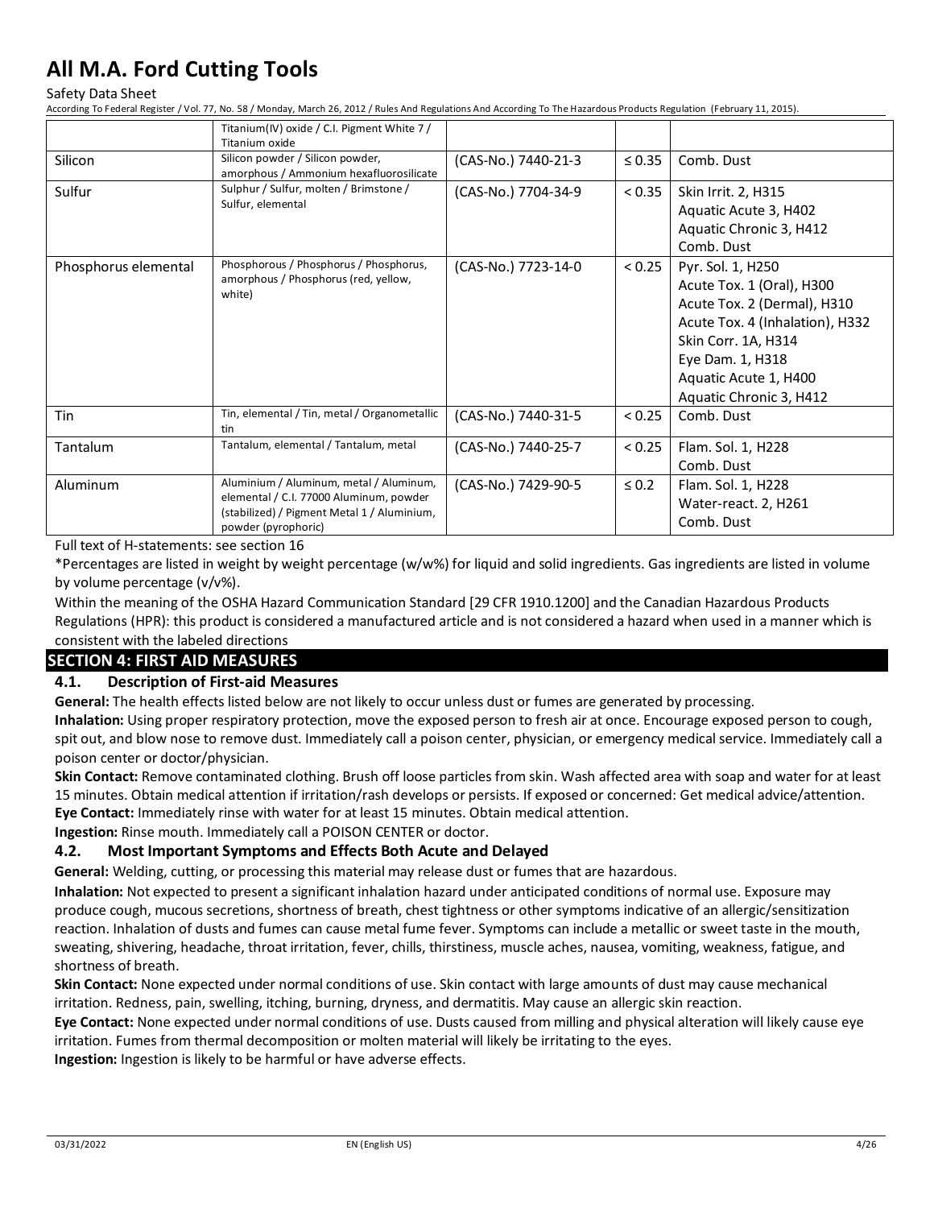| | Titanium(IV) oxide / C.I. Pigment White 7 / Titanium oxide | | | |
|---|---|---|---|---|
| Silicon | Silicon powder / Silicon powder, amorphous / Ammonium hexafluorosilicate | (CAS-No.) 7440-21-3 | ≤ 0.35 | Comb. Dust |
| Sulfur | Sulphur / Sulfur, molten / Brimstone / Sulfur, elemental | (CAS-No.) 7704-34-9 | < 0.35 | Skin Irrit. 2, H315<br>Aquatic Acute 3, H402<br>Aquatic Chronic 3, H412<br>Comb. Dust |
| Phosphorus elemental | Phosphorous / Phosphorus / Phosphorus, amorphous / Phosphorus (red, yellow, white) | (CAS-No.) 7723-14-0 | < 0.25 | Pyr. Sol. 1, H250<br>Acute Tox. 1 (Oral), H300<br>Acute Tox. 2 (Dermal), H310<br>Acute Tox. 4 (Inhalation), H332<br>Skin Corr. 1A, H314<br>Eye Dam. 1, H318<br>Aquatic Acute 1, H400<br>Aquatic Chronic 3, H412 |
| Tin | Tin, elemental / Tin, metal / Organometallic tin | (CAS-No.) 7440-31-5 | < 0.25 | Comb. Dust |
| Tantalum | Tantalum, elemental / Tantalum, metal | (CAS-No.) 7440-25-7 | < 0.25 | Flam. Sol. 1, H228<br>Comb. Dust |
| Aluminum | Aluminium / Aluminum, metal / Aluminum, elemental / C.I. 77000 Aluminum, powder (stabilized) / Pigment Metal 1 / Aluminium, powder (pyrophoric) | (CAS-No.) 7429-90-5 | ≤ 0.2 | Flam. Sol. 1, H228<br>Water-react. 2, H261<br>Comb. Dust |

Full text of H-statements: see section 16

*Percentages are listed in weight by weight percentage (w/w%) for liquid and solid ingredients. Gas ingredients are listed in volume by volume percentage (v/v%).

Within the meaning of the OSHA Hazard Communication Standard [29 CFR 1910.1200] and the Canadian Hazardous Products Regulations (HPR): this product is considered a manufactured article and is not considered a hazard when used in a manner which is consistent with the labeled directions

## SECTION 4: FIRST AID MEASURES

### 4.1. Description of First-aid Measures

**General:** The health effects listed below are not likely to occur unless dust or fumes are generated by processing.

**Inhalation:** Using proper respiratory protection, move the exposed person to fresh air at once. Encourage exposed person to cough, spit out, and blow nose to remove dust. Immediately call a poison center, physician, or emergency medical service. Immediately call a poison center or doctor/physician.

**Skin Contact:** Remove contaminated clothing. Brush off loose particles from skin. Wash affected area with soap and water for at least 15 minutes. Obtain medical attention if irritation/rash develops or persists. If exposed or concerned: Get medical advice/attention.

**Eye Contact:** Immediately rinse with water for at least 15 minutes. Obtain medical attention.

**Ingestion:** Rinse mouth. Immediately call a POISON CENTER or doctor.

### 4.2. Most Important Symptoms and Effects Both Acute and Delayed

**General:** Welding, cutting, or processing this material may release dust or fumes that are hazardous.

**Inhalation:** Not expected to present a significant inhalation hazard under anticipated conditions of normal use. Exposure may produce cough, mucous secretions, shortness of breath, chest tightness or other symptoms indicative of an allergic/sensitization reaction. Inhalation of dusts and fumes can cause metal fume fever. Symptoms can include a metallic or sweet taste in the mouth, sweating, shivering, headache, throat irritation, fever, chills, thirstiness, muscle aches, nausea, vomiting, weakness, fatigue, and shortness of breath.

**Skin Contact:** None expected under normal conditions of use. Skin contact with large amounts of dust may cause mechanical irritation. Redness, pain, swelling, itching, burning, dryness, and dermatitis. May cause an allergic skin reaction.

**Eye Contact:** None expected under normal conditions of use. Dusts caused from milling and physical alteration will likely cause eye irritation. Fumes from thermal decomposition or molten material will likely be irritating to the eyes.

**Ingestion:** Ingestion is likely to be harmful or have adverse effects.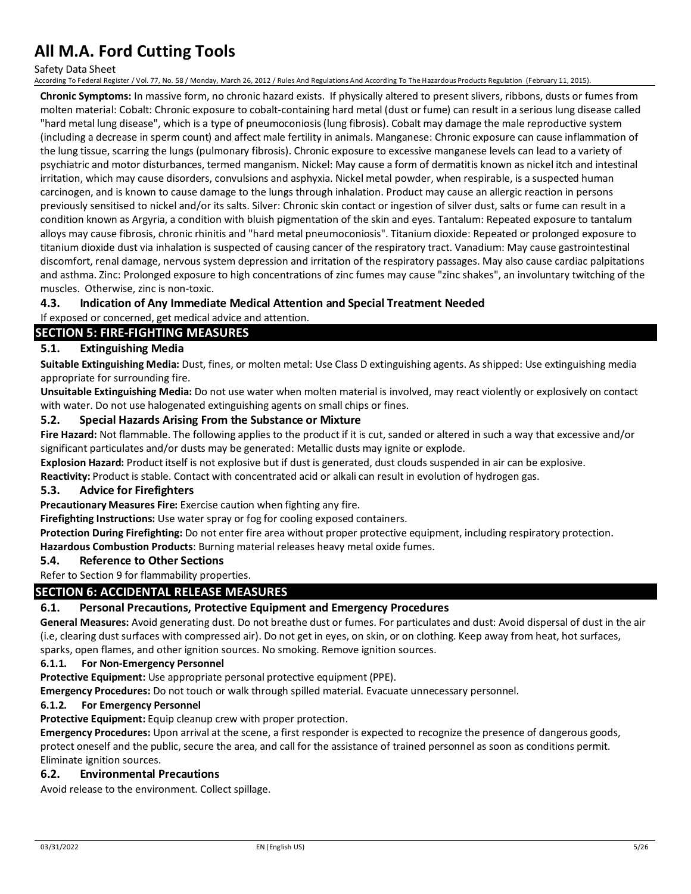**Chronic Symptoms:** In massive form, no chronic hazard exists. If physically altered to present slivers, ribbons, dusts or fumes from molten material: Cobalt: Chronic exposure to cobalt-containing hard metal (dust or fume) can result in a serious lung disease called "hard metal lung disease", which is a type of pneumoconiosis (lung fibrosis). Cobalt may damage the male reproductive system (including a decrease in sperm count) and affect male fertility in animals. Manganese: Chronic exposure can cause inflammation of the lung tissue, scarring the lungs (pulmonary fibrosis). Chronic exposure to excessive manganese levels can lead to a variety of psychiatric and motor disturbances, termed manganism. Nickel: May cause a form of dermatitis known as nickel itch and intestinal irritation, which may cause disorders, convulsions and asphyxia. Nickel metal powder, when respirable, is a suspected human carcinogen, and is known to cause damage to the lungs through inhalation. Product may cause an allergic reaction in persons previously sensitised to nickel and/or its salts. Silver: Chronic skin contact or ingestion of silver dust, salts or fume can result in a condition known as Argyria, a condition with bluish pigmentation of the skin and eyes. Tantalum: Repeated exposure to tantalum alloys may cause fibrosis, chronic rhinitis and "hard metal pneumoconiosis". Titanium dioxide: Repeated or prolonged exposure to titanium dioxide dust via inhalation is suspected of causing cancer of the respiratory tract. Vanadium: May cause gastrointestinal discomfort, renal damage, nervous system depression and irritation of the respiratory passages. May also cause cardiac palpitations and asthma. Zinc: Prolonged exposure to high concentrations of zinc fumes may cause "zinc shakes", an involuntary twitching of the muscles. Otherwise, zinc is non-toxic.

### 4.3. Indication of Any Immediate Medical Attention and Special Treatment Needed

If exposed or concerned, get medical advice and attention.

## SECTION 5: FIRE-FIGHTING MEASURES

### 5.1. Extinguishing Media

**Suitable Extinguishing Media:** Dust, fines, or molten metal: Use Class D extinguishing agents. As shipped: Use extinguishing media appropriate for surrounding fire.

**Unsuitable Extinguishing Media:** Do not use water when molten material is involved, may react violently or explosively on contact with water. Do not use halogenated extinguishing agents on small chips or fines.

### 5.2. Special Hazards Arising From the Substance or Mixture

**Fire Hazard:** Not flammable. The following applies to the product if it is cut, sanded or altered in such a way that excessive and/or significant particulates and/or dusts may be generated: Metallic dusts may ignite or explode.

**Explosion Hazard:** Product itself is not explosive but if dust is generated, dust clouds suspended in air can be explosive.

**Reactivity:** Product is stable. Contact with concentrated acid or alkali can result in evolution of hydrogen gas.

### 5.3. Advice for Firefighters

**Precautionary Measures Fire:** Exercise caution when fighting any fire.

**Firefighting Instructions:** Use water spray or fog for cooling exposed containers.

**Protection During Firefighting:** Do not enter fire area without proper protective equipment, including respiratory protection.

**Hazardous Combustion Products**: Burning material releases heavy metal oxide fumes.

### 5.4. Reference to Other Sections

Refer to Section 9 for flammability properties.

## SECTION 6: ACCIDENTAL RELEASE MEASURES

### 6.1. Personal Precautions, Protective Equipment and Emergency Procedures

**General Measures:** Avoid generating dust. Do not breathe dust or fumes. For particulates and dust: Avoid dispersal of dust in the air (i.e, clearing dust surfaces with compressed air). Do not get in eyes, on skin, or on clothing. Keep away from heat, hot surfaces, sparks, open flames, and other ignition sources. No smoking. Remove ignition sources.

#### 6.1.1. For Non-Emergency Personnel

**Protective Equipment:** Use appropriate personal protective equipment (PPE).

**Emergency Procedures:** Do not touch or walk through spilled material. Evacuate unnecessary personnel.

#### 6.1.2. For Emergency Personnel

**Protective Equipment:** Equip cleanup crew with proper protection.

**Emergency Procedures:** Upon arrival at the scene, a first responder is expected to recognize the presence of dangerous goods, protect oneself and the public, secure the area, and call for the assistance of trained personnel as soon as conditions permit. Eliminate ignition sources.

### 6.2. Environmental Precautions

Avoid release to the environment. Collect spillage.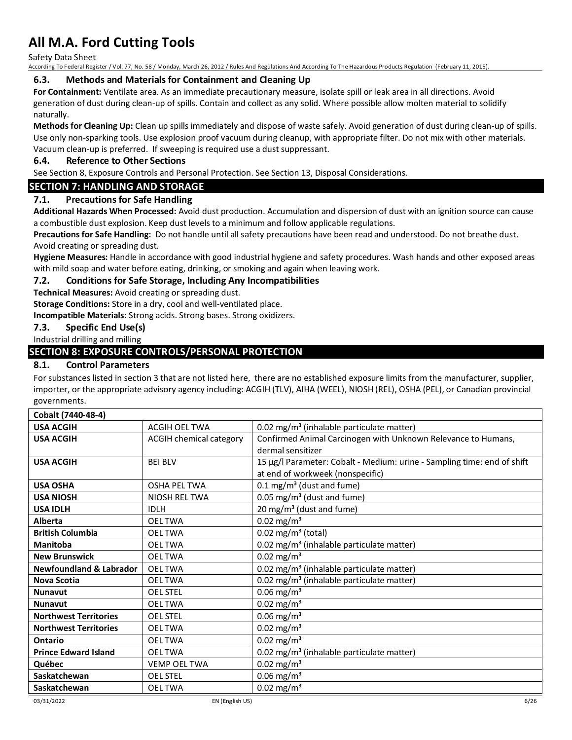### 6.3. Methods and Materials for Containment and Cleaning Up

**For Containment:** Ventilate area. As an immediate precautionary measure, isolate spill or leak area in all directions. Avoid generation of dust during clean-up of spills. Contain and collect as any solid. Where possible allow molten material to solidify naturally.

**Methods for Cleaning Up:** Clean up spills immediately and dispose of waste safely. Avoid generation of dust during clean-up of spills. Use only non-sparking tools. Use explosion proof vacuum during cleanup, with appropriate filter. Do not mix with other materials. Vacuum clean-up is preferred. If sweeping is required use a dust suppressant.

### 6.4. Reference to Other Sections

See Section 8, Exposure Controls and Personal Protection. See Section 13, Disposal Considerations.

## SECTION 7: HANDLING AND STORAGE

### 7.1. Precautions for Safe Handling

**Additional Hazards When Processed:** Avoid dust production. Accumulation and dispersion of dust with an ignition source can cause a combustible dust explosion. Keep dust levels to a minimum and follow applicable regulations.

**Precautions for Safe Handling:** Do not handle until all safety precautions have been read and understood. Do not breathe dust. Avoid creating or spreading dust.

**Hygiene Measures:** Handle in accordance with good industrial hygiene and safety procedures. Wash hands and other exposed areas with mild soap and water before eating, drinking, or smoking and again when leaving work.

### 7.2. Conditions for Safe Storage, Including Any Incompatibilities

**Technical Measures:** Avoid creating or spreading dust.

**Storage Conditions:** Store in a dry, cool and well-ventilated place.

**Incompatible Materials:** Strong acids. Strong bases. Strong oxidizers.

### 7.3. Specific End Use(s)

Industrial drilling and milling

## SECTION 8: EXPOSURE CONTROLS/PERSONAL PROTECTION

### 8.1. Control Parameters

For substances listed in section 3 that are not listed here, there are no established exposure limits from the manufacturer, supplier, importer, or the appropriate advisory agency including: ACGIH (TLV), AIHA (WEEL), NIOSH (REL), OSHA (PEL), or Canadian provincial governments.

| **Cobalt (7440-48-4)** | | |
|---|---|---|
| **USA ACGIH** | ACGIH OEL TWA | 0.02 mg/m³ (inhalable particulate matter) |
| **USA ACGIH** | ACGIH chemical category | Confirmed Animal Carcinogen with Unknown Relevance to Humans, dermal sensitizer |
| **USA ACGIH** | BEI BLV | 15 µg/l Parameter: Cobalt - Medium: urine - Sampling time: end of shift at end of workweek (nonspecific) |
| **USA OSHA** | OSHA PEL TWA | 0.1 mg/m³ (dust and fume) |
| **USA NIOSH** | NIOSH REL TWA | 0.05 mg/m³ (dust and fume) |
| **USA IDLH** | IDLH | 20 mg/m³ (dust and fume) |
| **Alberta** | OEL TWA | 0.02 mg/m³ |
| **British Columbia** | OEL TWA | 0.02 mg/m³ (total) |
| **Manitoba** | OEL TWA | 0.02 mg/m³ (inhalable particulate matter) |
| **New Brunswick** | OEL TWA | 0.02 mg/m³ |
| **Newfoundland & Labrador** | OEL TWA | 0.02 mg/m³ (inhalable particulate matter) |
| **Nova Scotia** | OEL TWA | 0.02 mg/m³ (inhalable particulate matter) |
| **Nunavut** | OEL STEL | 0.06 mg/m³ |
| **Nunavut** | OEL TWA | 0.02 mg/m³ |
| **Northwest Territories** | OEL STEL | 0.06 mg/m³ |
| **Northwest Territories** | OEL TWA | 0.02 mg/m³ |
| **Ontario** | OEL TWA | 0.02 mg/m³ |
| **Prince Edward Island** | OEL TWA | 0.02 mg/m³ (inhalable particulate matter) |
| **Québec** | VEMP OEL TWA | 0.02 mg/m³ |
| **Saskatchewan** | OEL STEL | 0.06 mg/m³ |
| **Saskatchewan** | OEL TWA | 0.02 mg/m³ |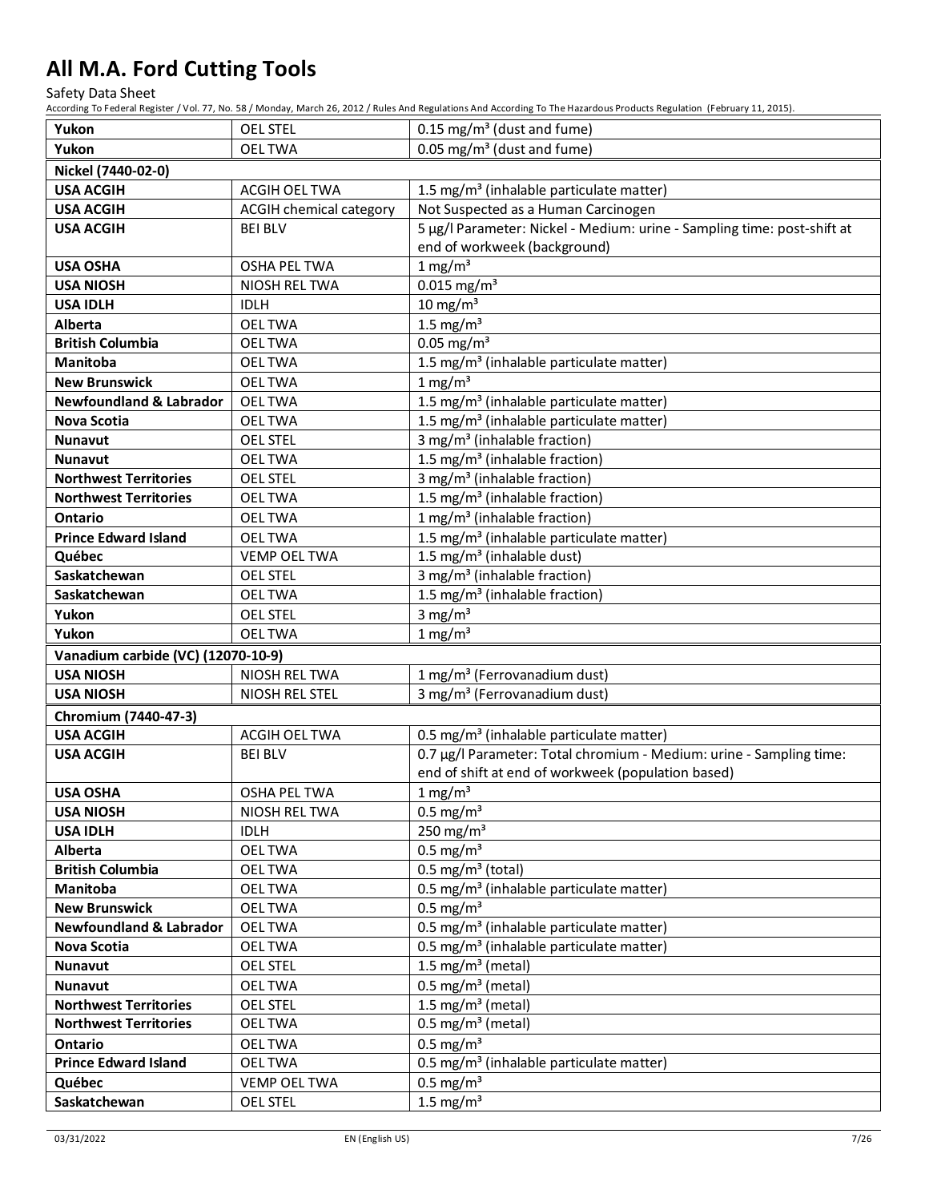| | | |
|---|---|---|
| **Yukon** | OEL STEL | 0.15 mg/m³ (dust and fume) |
| **Yukon** | OEL TWA | 0.05 mg/m³ (dust and fume) |
| **Nickel (7440-02-0)** | | |
| **USA ACGIH** | ACGIH OEL TWA | 1.5 mg/m³ (inhalable particulate matter) |
| **USA ACGIH** | ACGIH chemical category | Not Suspected as a Human Carcinogen |
| **USA ACGIH** | BEI BLV | 5 µg/l Parameter: Nickel - Medium: urine - Sampling time: post-shift at end of workweek (background) |
| **USA OSHA** | OSHA PEL TWA | 1 mg/m³ |
| **USA NIOSH** | NIOSH REL TWA | 0.015 mg/m³ |
| **USA IDLH** | IDLH | 10 mg/m³ |
| **Alberta** | OEL TWA | 1.5 mg/m³ |
| **British Columbia** | OEL TWA | 0.05 mg/m³ |
| **Manitoba** | OEL TWA | 1.5 mg/m³ (inhalable particulate matter) |
| **New Brunswick** | OEL TWA | 1 mg/m³ |
| **Newfoundland & Labrador** | OEL TWA | 1.5 mg/m³ (inhalable particulate matter) |
| **Nova Scotia** | OEL TWA | 1.5 mg/m³ (inhalable particulate matter) |
| **Nunavut** | OEL STEL | 3 mg/m³ (inhalable fraction) |
| **Nunavut** | OEL TWA | 1.5 mg/m³ (inhalable fraction) |
| **Northwest Territories** | OEL STEL | 3 mg/m³ (inhalable fraction) |
| **Northwest Territories** | OEL TWA | 1.5 mg/m³ (inhalable fraction) |
| **Ontario** | OEL TWA | 1 mg/m³ (inhalable fraction) |
| **Prince Edward Island** | OEL TWA | 1.5 mg/m³ (inhalable particulate matter) |
| **Québec** | VEMP OEL TWA | 1.5 mg/m³ (inhalable dust) |
| **Saskatchewan** | OEL STEL | 3 mg/m³ (inhalable fraction) |
| **Saskatchewan** | OEL TWA | 1.5 mg/m³ (inhalable fraction) |
| **Yukon** | OEL STEL | 3 mg/m³ |
| **Yukon** | OEL TWA | 1 mg/m³ |
| **Vanadium carbide (VC) (12070-10-9)** | | |
| **USA NIOSH** | NIOSH REL TWA | 1 mg/m³ (Ferrovanadium dust) |
| **USA NIOSH** | NIOSH REL STEL | 3 mg/m³ (Ferrovanadium dust) |
| **Chromium (7440-47-3)** | | |
| **USA ACGIH** | ACGIH OEL TWA | 0.5 mg/m³ (inhalable particulate matter) |
| **USA ACGIH** | BEI BLV | 0.7 µg/l Parameter: Total chromium - Medium: urine - Sampling time: end of shift at end of workweek (population based) |
| **USA OSHA** | OSHA PEL TWA | 1 mg/m³ |
| **USA NIOSH** | NIOSH REL TWA | 0.5 mg/m³ |
| **USA IDLH** | IDLH | 250 mg/m³ |
| **Alberta** | OEL TWA | 0.5 mg/m³ |
| **British Columbia** | OEL TWA | 0.5 mg/m³ (total) |
| **Manitoba** | OEL TWA | 0.5 mg/m³ (inhalable particulate matter) |
| **New Brunswick** | OEL TWA | 0.5 mg/m³ |
| **Newfoundland & Labrador** | OEL TWA | 0.5 mg/m³ (inhalable particulate matter) |
| **Nova Scotia** | OEL TWA | 0.5 mg/m³ (inhalable particulate matter) |
| **Nunavut** | OEL STEL | 1.5 mg/m³ (metal) |
| **Nunavut** | OEL TWA | 0.5 mg/m³ (metal) |
| **Northwest Territories** | OEL STEL | 1.5 mg/m³ (metal) |
| **Northwest Territories** | OEL TWA | 0.5 mg/m³ (metal) |
| **Ontario** | OEL TWA | 0.5 mg/m³ |
| **Prince Edward Island** | OEL TWA | 0.5 mg/m³ (inhalable particulate matter) |
| **Québec** | VEMP OEL TWA | 0.5 mg/m³ |
| **Saskatchewan** | OEL STEL | 1.5 mg/m³ |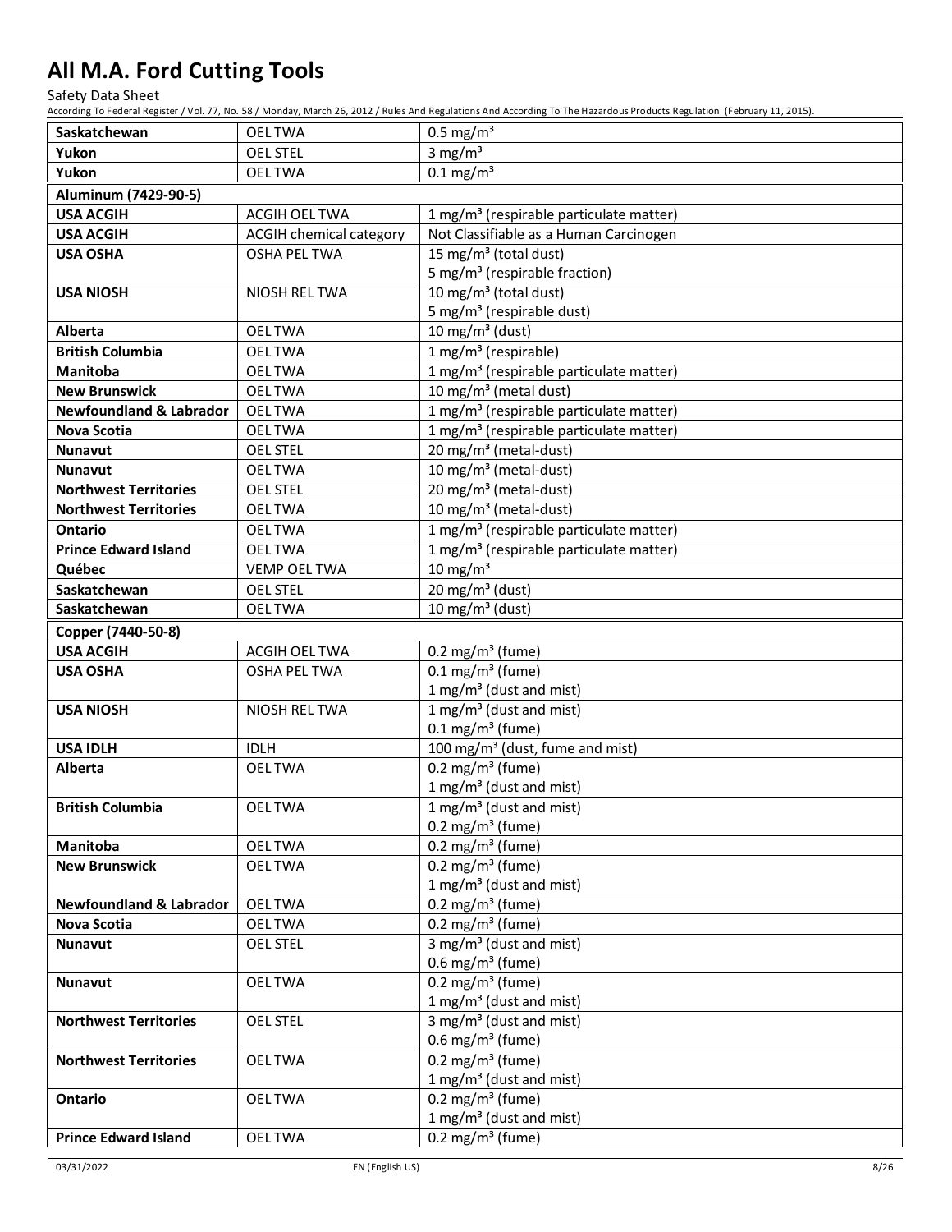| | | |
|---|---|---|
| **Saskatchewan** | OEL TWA | 0.5 mg/m³ |
| **Yukon** | OEL STEL | 3 mg/m³ |
| **Yukon** | OEL TWA | 0.1 mg/m³ |
| **Aluminum (7429-90-5)** | | |
| **USA ACGIH** | ACGIH OEL TWA | 1 mg/m³ (respirable particulate matter) |
| **USA ACGIH** | ACGIH chemical category | Not Classifiable as a Human Carcinogen |
| **USA OSHA** | OSHA PEL TWA | 15 mg/m³ (total dust)<br>5 mg/m³ (respirable fraction) |
| **USA NIOSH** | NIOSH REL TWA | 10 mg/m³ (total dust)<br>5 mg/m³ (respirable dust) |
| **Alberta** | OEL TWA | 10 mg/m³ (dust) |
| **British Columbia** | OEL TWA | 1 mg/m³ (respirable) |
| **Manitoba** | OEL TWA | 1 mg/m³ (respirable particulate matter) |
| **New Brunswick** | OEL TWA | 10 mg/m³ (metal dust) |
| **Newfoundland & Labrador** | OEL TWA | 1 mg/m³ (respirable particulate matter) |
| **Nova Scotia** | OEL TWA | 1 mg/m³ (respirable particulate matter) |
| **Nunavut** | OEL STEL | 20 mg/m³ (metal-dust) |
| **Nunavut** | OEL TWA | 10 mg/m³ (metal-dust) |
| **Northwest Territories** | OEL STEL | 20 mg/m³ (metal-dust) |
| **Northwest Territories** | OEL TWA | 10 mg/m³ (metal-dust) |
| **Ontario** | OEL TWA | 1 mg/m³ (respirable particulate matter) |
| **Prince Edward Island** | OEL TWA | 1 mg/m³ (respirable particulate matter) |
| **Québec** | VEMP OEL TWA | 10 mg/m³ |
| **Saskatchewan** | OEL STEL | 20 mg/m³ (dust) |
| **Saskatchewan** | OEL TWA | 10 mg/m³ (dust) |
| **Copper (7440-50-8)** | | |
| **USA ACGIH** | ACGIH OEL TWA | 0.2 mg/m³ (fume) |
| **USA OSHA** | OSHA PEL TWA | 0.1 mg/m³ (fume)<br>1 mg/m³ (dust and mist) |
| **USA NIOSH** | NIOSH REL TWA | 1 mg/m³ (dust and mist)<br>0.1 mg/m³ (fume) |
| **USA IDLH** | IDLH | 100 mg/m³ (dust, fume and mist) |
| **Alberta** | OEL TWA | 0.2 mg/m³ (fume)<br>1 mg/m³ (dust and mist) |
| **British Columbia** | OEL TWA | 1 mg/m³ (dust and mist)<br>0.2 mg/m³ (fume) |
| **Manitoba** | OEL TWA | 0.2 mg/m³ (fume) |
| **New Brunswick** | OEL TWA | 0.2 mg/m³ (fume)<br>1 mg/m³ (dust and mist) |
| **Newfoundland & Labrador** | OEL TWA | 0.2 mg/m³ (fume) |
| **Nova Scotia** | OEL TWA | 0.2 mg/m³ (fume) |
| **Nunavut** | OEL STEL | 3 mg/m³ (dust and mist)<br>0.6 mg/m³ (fume) |
| **Nunavut** | OEL TWA | 0.2 mg/m³ (fume)<br>1 mg/m³ (dust and mist) |
| **Northwest Territories** | OEL STEL | 3 mg/m³ (dust and mist)<br>0.6 mg/m³ (fume) |
| **Northwest Territories** | OEL TWA | 0.2 mg/m³ (fume)<br>1 mg/m³ (dust and mist) |
| **Ontario** | OEL TWA | 0.2 mg/m³ (fume)<br>1 mg/m³ (dust and mist) |
| **Prince Edward Island** | OEL TWA | 0.2 mg/m³ (fume) |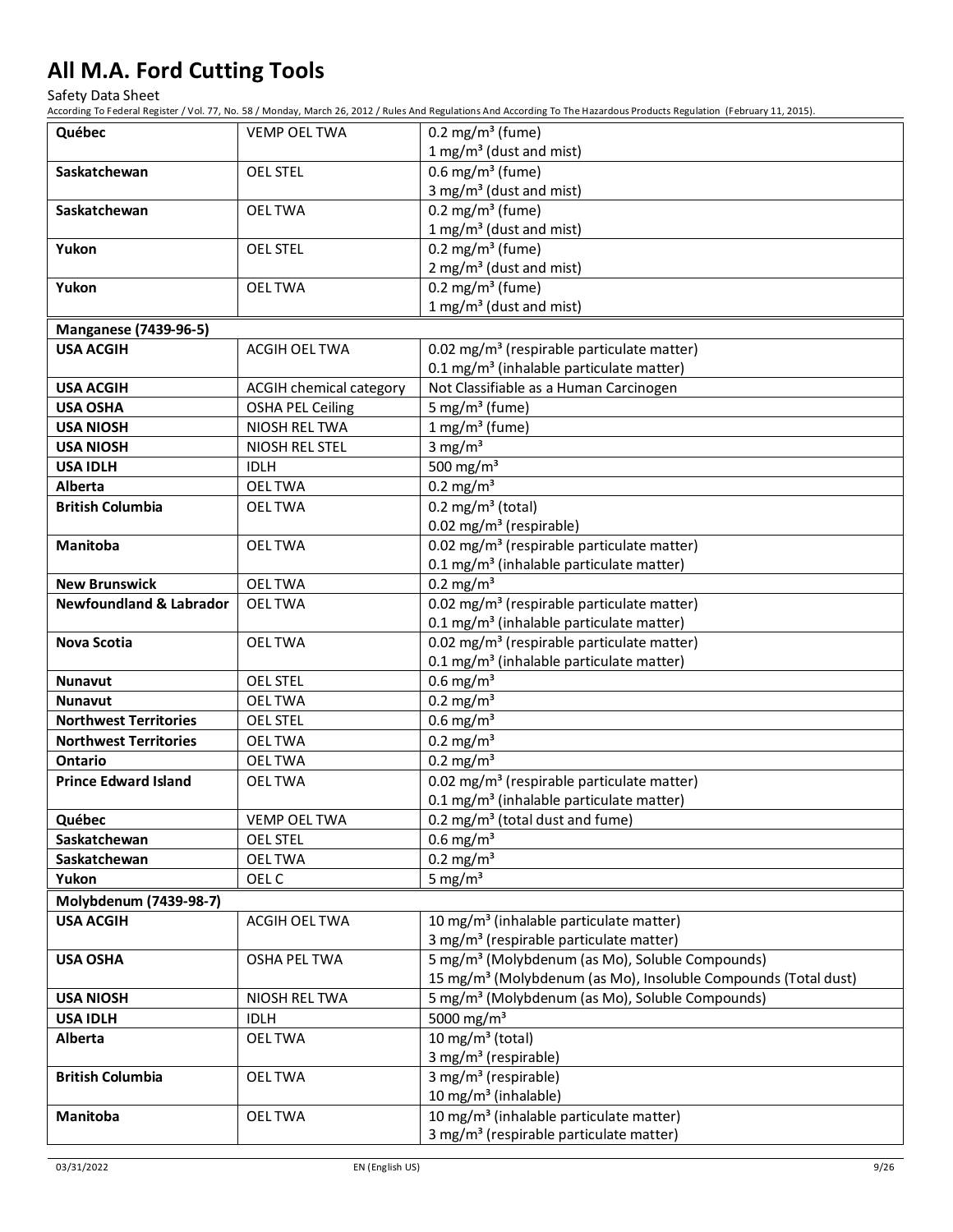| | | |
|---|---|---|
| **Québec** | VEMP OEL TWA | 0.2 mg/m³ (fume)<br>1 mg/m³ (dust and mist) |
| **Saskatchewan** | OEL STEL | 0.6 mg/m³ (fume)<br>3 mg/m³ (dust and mist) |
| **Saskatchewan** | OEL TWA | 0.2 mg/m³ (fume)<br>1 mg/m³ (dust and mist) |
| **Yukon** | OEL STEL | 0.2 mg/m³ (fume)<br>2 mg/m³ (dust and mist) |
| **Yukon** | OEL TWA | 0.2 mg/m³ (fume)<br>1 mg/m³ (dust and mist) |
| **Manganese (7439-96-5)** | | |
| **USA ACGIH** | ACGIH OEL TWA | 0.02 mg/m³ (respirable particulate matter)<br>0.1 mg/m³ (inhalable particulate matter) |
| **USA ACGIH** | ACGIH chemical category | Not Classifiable as a Human Carcinogen |
| **USA OSHA** | OSHA PEL Ceiling | 5 mg/m³ (fume) |
| **USA NIOSH** | NIOSH REL TWA | 1 mg/m³ (fume) |
| **USA NIOSH** | NIOSH REL STEL | 3 mg/m³ |
| **USA IDLH** | IDLH | 500 mg/m³ |
| **Alberta** | OEL TWA | 0.2 mg/m³ |
| **British Columbia** | OEL TWA | 0.2 mg/m³ (total)<br>0.02 mg/m³ (respirable) |
| **Manitoba** | OEL TWA | 0.02 mg/m³ (respirable particulate matter)<br>0.1 mg/m³ (inhalable particulate matter) |
| **New Brunswick** | OEL TWA | 0.2 mg/m³ |
| **Newfoundland & Labrador** | OEL TWA | 0.02 mg/m³ (respirable particulate matter)<br>0.1 mg/m³ (inhalable particulate matter) |
| **Nova Scotia** | OEL TWA | 0.02 mg/m³ (respirable particulate matter)<br>0.1 mg/m³ (inhalable particulate matter) |
| **Nunavut** | OEL STEL | 0.6 mg/m³ |
| **Nunavut** | OEL TWA | 0.2 mg/m³ |
| **Northwest Territories** | OEL STEL | 0.6 mg/m³ |
| **Northwest Territories** | OEL TWA | 0.2 mg/m³ |
| **Ontario** | OEL TWA | 0.2 mg/m³ |
| **Prince Edward Island** | OEL TWA | 0.02 mg/m³ (respirable particulate matter)<br>0.1 mg/m³ (inhalable particulate matter) |
| **Québec** | VEMP OEL TWA | 0.2 mg/m³ (total dust and fume) |
| **Saskatchewan** | OEL STEL | 0.6 mg/m³ |
| **Saskatchewan** | OEL TWA | 0.2 mg/m³ |
| **Yukon** | OEL C | 5 mg/m³ |
| **Molybdenum (7439-98-7)** | | |
| **USA ACGIH** | ACGIH OEL TWA | 10 mg/m³ (inhalable particulate matter)<br>3 mg/m³ (respirable particulate matter) |
| **USA OSHA** | OSHA PEL TWA | 5 mg/m³ (Molybdenum (as Mo), Soluble Compounds)<br>15 mg/m³ (Molybdenum (as Mo), Insoluble Compounds (Total dust) |
| **USA NIOSH** | NIOSH REL TWA | 5 mg/m³ (Molybdenum (as Mo), Soluble Compounds) |
| **USA IDLH** | IDLH | 5000 mg/m³ |
| **Alberta** | OEL TWA | 10 mg/m³ (total)<br>3 mg/m³ (respirable) |
| **British Columbia** | OEL TWA | 3 mg/m³ (respirable)<br>10 mg/m³ (inhalable) |
| **Manitoba** | OEL TWA | 10 mg/m³ (inhalable particulate matter)<br>3 mg/m³ (respirable particulate matter) |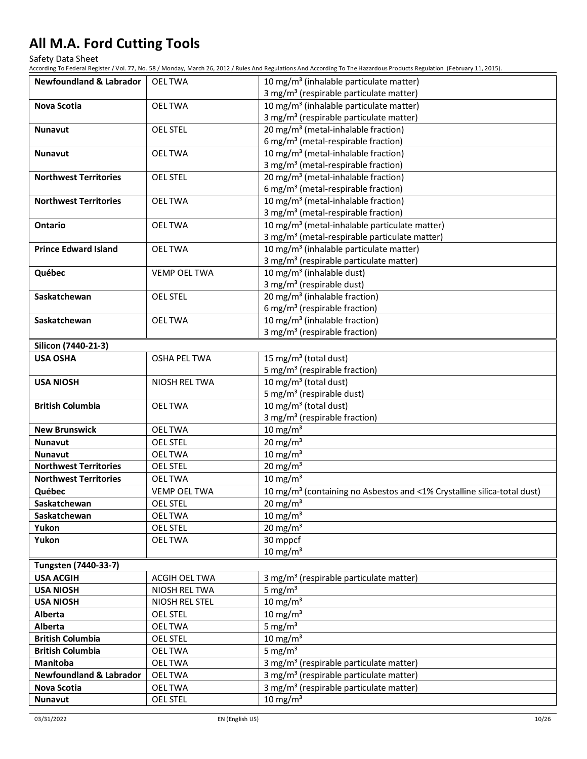| | | |
|---|---|---|
| **Newfoundland & Labrador** | OEL TWA | 10 mg/m³ (inhalable particulate matter)<br>3 mg/m³ (respirable particulate matter) |
| **Nova Scotia** | OEL TWA | 10 mg/m³ (inhalable particulate matter)<br>3 mg/m³ (respirable particulate matter) |
| **Nunavut** | OEL STEL | 20 mg/m³ (metal-inhalable fraction)<br>6 mg/m³ (metal-respirable fraction) |
| **Nunavut** | OEL TWA | 10 mg/m³ (metal-inhalable fraction)<br>3 mg/m³ (metal-respirable fraction) |
| **Northwest Territories** | OEL STEL | 20 mg/m³ (metal-inhalable fraction)<br>6 mg/m³ (metal-respirable fraction) |
| **Northwest Territories** | OEL TWA | 10 mg/m³ (metal-inhalable fraction)<br>3 mg/m³ (metal-respirable fraction) |
| **Ontario** | OEL TWA | 10 mg/m³ (metal-inhalable particulate matter)<br>3 mg/m³ (metal-respirable particulate matter) |
| **Prince Edward Island** | OEL TWA | 10 mg/m³ (inhalable particulate matter)<br>3 mg/m³ (respirable particulate matter) |
| **Québec** | VEMP OEL TWA | 10 mg/m³ (inhalable dust)<br>3 mg/m³ (respirable dust) |
| **Saskatchewan** | OEL STEL | 20 mg/m³ (inhalable fraction)<br>6 mg/m³ (respirable fraction) |
| **Saskatchewan** | OEL TWA | 10 mg/m³ (inhalable fraction)<br>3 mg/m³ (respirable fraction) |
| **Silicon (7440-21-3)** | | |
| **USA OSHA** | OSHA PEL TWA | 15 mg/m³ (total dust)<br>5 mg/m³ (respirable fraction) |
| **USA NIOSH** | NIOSH REL TWA | 10 mg/m³ (total dust)<br>5 mg/m³ (respirable dust) |
| **British Columbia** | OEL TWA | 10 mg/m³ (total dust)<br>3 mg/m³ (respirable fraction) |
| **New Brunswick** | OEL TWA | 10 mg/m³ |
| **Nunavut** | OEL STEL | 20 mg/m³ |
| **Nunavut** | OEL TWA | 10 mg/m³ |
| **Northwest Territories** | OEL STEL | 20 mg/m³ |
| **Northwest Territories** | OEL TWA | 10 mg/m³ |
| **Québec** | VEMP OEL TWA | 10 mg/m³ (containing no Asbestos and <1% Crystalline silica-total dust) |
| **Saskatchewan** | OEL STEL | 20 mg/m³ |
| **Saskatchewan** | OEL TWA | 10 mg/m³ |
| **Yukon** | OEL STEL | 20 mg/m³ |
| **Yukon** | OEL TWA | 30 mppcf<br>10 mg/m³ |
| **Tungsten (7440-33-7)** | | |
| **USA ACGIH** | ACGIH OEL TWA | 3 mg/m³ (respirable particulate matter) |
| **USA NIOSH** | NIOSH REL TWA | 5 mg/m³ |
| **USA NIOSH** | NIOSH REL STEL | 10 mg/m³ |
| **Alberta** | OEL STEL | 10 mg/m³ |
| **Alberta** | OEL TWA | 5 mg/m³ |
| **British Columbia** | OEL STEL | 10 mg/m³ |
| **British Columbia** | OEL TWA | 5 mg/m³ |
| **Manitoba** | OEL TWA | 3 mg/m³ (respirable particulate matter) |
| **Newfoundland & Labrador** | OEL TWA | 3 mg/m³ (respirable particulate matter) |
| **Nova Scotia** | OEL TWA | 3 mg/m³ (respirable particulate matter) |
| **Nunavut** | OEL STEL | 10 mg/m³ |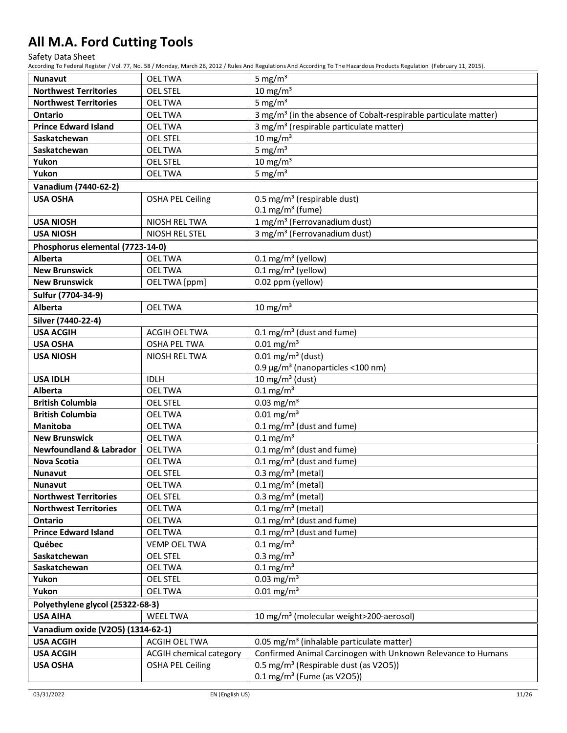| | | |
|---|---|---|
| **Nunavut** | OEL TWA | 5 mg/m³ |
| **Northwest Territories** | OEL STEL | 10 mg/m³ |
| **Northwest Territories** | OEL TWA | 5 mg/m³ |
| **Ontario** | OEL TWA | 3 mg/m³ (in the absence of Cobalt-respirable particulate matter) |
| **Prince Edward Island** | OEL TWA | 3 mg/m³ (respirable particulate matter) |
| **Saskatchewan** | OEL STEL | 10 mg/m³ |
| **Saskatchewan** | OEL TWA | 5 mg/m³ |
| **Yukon** | OEL STEL | 10 mg/m³ |
| **Yukon** | OEL TWA | 5 mg/m³ |
| **Vanadium (7440-62-2)** | | |
| **USA OSHA** | OSHA PEL Ceiling | 0.5 mg/m³ (respirable dust)<br>0.1 mg/m³ (fume) |
| **USA NIOSH** | NIOSH REL TWA | 1 mg/m³ (Ferrovanadium dust) |
| **USA NIOSH** | NIOSH REL STEL | 3 mg/m³ (Ferrovanadium dust) |
| **Phosphorus elemental (7723-14-0)** | | |
| **Alberta** | OEL TWA | 0.1 mg/m³ (yellow) |
| **New Brunswick** | OEL TWA | 0.1 mg/m³ (yellow) |
| **New Brunswick** | OEL TWA [ppm] | 0.02 ppm (yellow) |
| **Sulfur (7704-34-9)** | | |
| **Alberta** | OEL TWA | 10 mg/m³ |
| **Silver (7440-22-4)** | | |
| **USA ACGIH** | ACGIH OEL TWA | 0.1 mg/m³ (dust and fume) |
| **USA OSHA** | OSHA PEL TWA | 0.01 mg/m³ |
| **USA NIOSH** | NIOSH REL TWA | 0.01 mg/m³ (dust)<br>0.9 µg/m³ (nanoparticles <100 nm) |
| **USA IDLH** | IDLH | 10 mg/m³ (dust) |
| **Alberta** | OEL TWA | 0.1 mg/m³ |
| **British Columbia** | OEL STEL | 0.03 mg/m³ |
| **British Columbia** | OEL TWA | 0.01 mg/m³ |
| **Manitoba** | OEL TWA | 0.1 mg/m³ (dust and fume) |
| **New Brunswick** | OEL TWA | 0.1 mg/m³ |
| **Newfoundland & Labrador** | OEL TWA | 0.1 mg/m³ (dust and fume) |
| **Nova Scotia** | OEL TWA | 0.1 mg/m³ (dust and fume) |
| **Nunavut** | OEL STEL | 0.3 mg/m³ (metal) |
| **Nunavut** | OEL TWA | 0.1 mg/m³ (metal) |
| **Northwest Territories** | OEL STEL | 0.3 mg/m³ (metal) |
| **Northwest Territories** | OEL TWA | 0.1 mg/m³ (metal) |
| **Ontario** | OEL TWA | 0.1 mg/m³ (dust and fume) |
| **Prince Edward Island** | OEL TWA | 0.1 mg/m³ (dust and fume) |
| **Québec** | VEMP OEL TWA | 0.1 mg/m³ |
| **Saskatchewan** | OEL STEL | 0.3 mg/m³ |
| **Saskatchewan** | OEL TWA | 0.1 mg/m³ |
| **Yukon** | OEL STEL | 0.03 mg/m³ |
| **Yukon** | OEL TWA | 0.01 mg/m³ |
| **Polyethylene glycol (25322-68-3)** | | |
| **USA AIHA** | WEEL TWA | 10 mg/m³ (molecular weight>200-aerosol) |
| **Vanadium oxide (V2O5) (1314-62-1)** | | |
| **USA ACGIH** | ACGIH OEL TWA | 0.05 mg/m³ (inhalable particulate matter) |
| **USA ACGIH** | ACGIH chemical category | Confirmed Animal Carcinogen with Unknown Relevance to Humans |
| **USA OSHA** | OSHA PEL Ceiling | 0.5 mg/m³ (Respirable dust (as V2O5))<br>0.1 mg/m³ (Fume (as V2O5)) |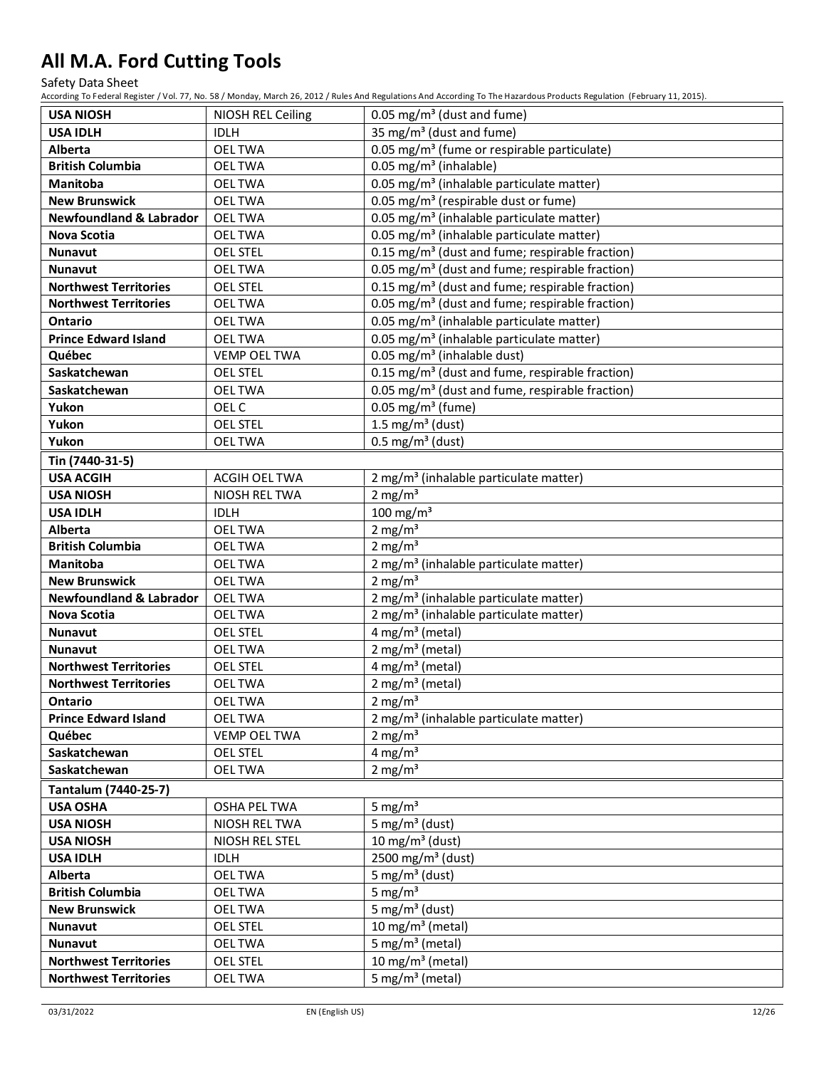| | | |
|---|---|---|
| **USA NIOSH** | NIOSH REL Ceiling | 0.05 mg/m³ (dust and fume) |
| **USA IDLH** | IDLH | 35 mg/m³ (dust and fume) |
| **Alberta** | OEL TWA | 0.05 mg/m³ (fume or respirable particulate) |
| **British Columbia** | OEL TWA | 0.05 mg/m³ (inhalable) |
| **Manitoba** | OEL TWA | 0.05 mg/m³ (inhalable particulate matter) |
| **New Brunswick** | OEL TWA | 0.05 mg/m³ (respirable dust or fume) |
| **Newfoundland & Labrador** | OEL TWA | 0.05 mg/m³ (inhalable particulate matter) |
| **Nova Scotia** | OEL TWA | 0.05 mg/m³ (inhalable particulate matter) |
| **Nunavut** | OEL STEL | 0.15 mg/m³ (dust and fume; respirable fraction) |
| **Nunavut** | OEL TWA | 0.05 mg/m³ (dust and fume; respirable fraction) |
| **Northwest Territories** | OEL STEL | 0.15 mg/m³ (dust and fume; respirable fraction) |
| **Northwest Territories** | OEL TWA | 0.05 mg/m³ (dust and fume; respirable fraction) |
| **Ontario** | OEL TWA | 0.05 mg/m³ (inhalable particulate matter) |
| **Prince Edward Island** | OEL TWA | 0.05 mg/m³ (inhalable particulate matter) |
| **Québec** | VEMP OEL TWA | 0.05 mg/m³ (inhalable dust) |
| **Saskatchewan** | OEL STEL | 0.15 mg/m³ (dust and fume, respirable fraction) |
| **Saskatchewan** | OEL TWA | 0.05 mg/m³ (dust and fume, respirable fraction) |
| **Yukon** | OEL C | 0.05 mg/m³ (fume) |
| **Yukon** | OEL STEL | 1.5 mg/m³ (dust) |
| **Yukon** | OEL TWA | 0.5 mg/m³ (dust) |
| **Tin (7440-31-5)** | | |
| **USA ACGIH** | ACGIH OEL TWA | 2 mg/m³ (inhalable particulate matter) |
| **USA NIOSH** | NIOSH REL TWA | 2 mg/m³ |
| **USA IDLH** | IDLH | 100 mg/m³ |
| **Alberta** | OEL TWA | 2 mg/m³ |
| **British Columbia** | OEL TWA | 2 mg/m³ |
| **Manitoba** | OEL TWA | 2 mg/m³ (inhalable particulate matter) |
| **New Brunswick** | OEL TWA | 2 mg/m³ |
| **Newfoundland & Labrador** | OEL TWA | 2 mg/m³ (inhalable particulate matter) |
| **Nova Scotia** | OEL TWA | 2 mg/m³ (inhalable particulate matter) |
| **Nunavut** | OEL STEL | 4 mg/m³ (metal) |
| **Nunavut** | OEL TWA | 2 mg/m³ (metal) |
| **Northwest Territories** | OEL STEL | 4 mg/m³ (metal) |
| **Northwest Territories** | OEL TWA | 2 mg/m³ (metal) |
| **Ontario** | OEL TWA | 2 mg/m³ |
| **Prince Edward Island** | OEL TWA | 2 mg/m³ (inhalable particulate matter) |
| **Québec** | VEMP OEL TWA | 2 mg/m³ |
| **Saskatchewan** | OEL STEL | 4 mg/m³ |
| **Saskatchewan** | OEL TWA | 2 mg/m³ |
| **Tantalum (7440-25-7)** | | |
| **USA OSHA** | OSHA PEL TWA | 5 mg/m³ |
| **USA NIOSH** | NIOSH REL TWA | 5 mg/m³ (dust) |
| **USA NIOSH** | NIOSH REL STEL | 10 mg/m³ (dust) |
| **USA IDLH** | IDLH | 2500 mg/m³ (dust) |
| **Alberta** | OEL TWA | 5 mg/m³ (dust) |
| **British Columbia** | OEL TWA | 5 mg/m³ |
| **New Brunswick** | OEL TWA | 5 mg/m³ (dust) |
| **Nunavut** | OEL STEL | 10 mg/m³ (metal) |
| **Nunavut** | OEL TWA | 5 mg/m³ (metal) |
| **Northwest Territories** | OEL STEL | 10 mg/m³ (metal) |
| **Northwest Territories** | OEL TWA | 5 mg/m³ (metal) |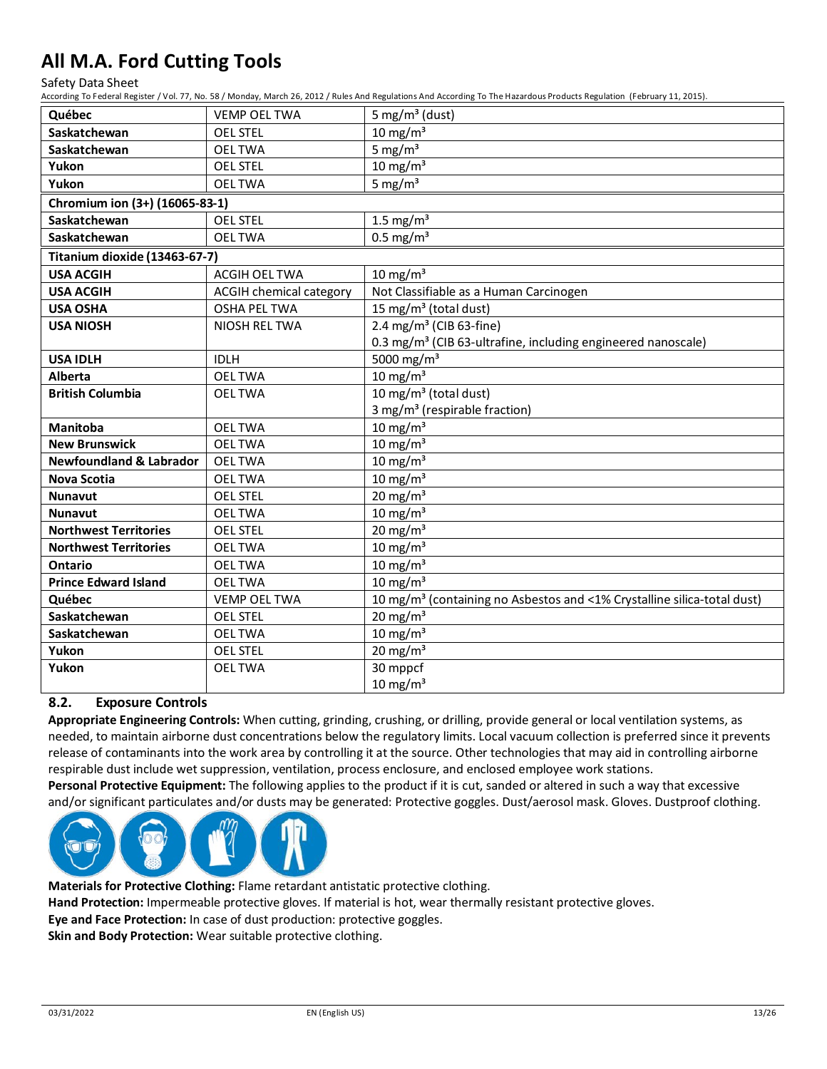| Québec | VEMP OEL TWA | 5 mg/m³ (dust) |
|---|---|---|
| Saskatchewan | OEL STEL | 10 mg/m³ |
| Saskatchewan | OEL TWA | 5 mg/m³ |
| Yukon | OEL STEL | 10 mg/m³ |
| Yukon | OEL TWA | 5 mg/m³ |
| **Chromium ion (3+) (16065-83-1)** | | |
| Saskatchewan | OEL STEL | 1.5 mg/m³ |
| Saskatchewan | OEL TWA | 0.5 mg/m³ |
| **Titanium dioxide (13463-67-7)** | | |
| USA ACGIH | ACGIH OEL TWA | 10 mg/m³ |
| USA ACGIH | ACGIH chemical category | Not Classifiable as a Human Carcinogen |
| USA OSHA | OSHA PEL TWA | 15 mg/m³ (total dust) |
| USA NIOSH | NIOSH REL TWA | 2.4 mg/m³ (CIB 63-fine)<br>0.3 mg/m³ (CIB 63-ultrafine, including engineered nanoscale) |
| USA IDLH | IDLH | 5000 mg/m³ |
| Alberta | OEL TWA | 10 mg/m³ |
| British Columbia | OEL TWA | 10 mg/m³ (total dust)<br>3 mg/m³ (respirable fraction) |
| Manitoba | OEL TWA | 10 mg/m³ |
| New Brunswick | OEL TWA | 10 mg/m³ |
| Newfoundland & Labrador | OEL TWA | 10 mg/m³ |
| Nova Scotia | OEL TWA | 10 mg/m³ |
| Nunavut | OEL STEL | 20 mg/m³ |
| Nunavut | OEL TWA | 10 mg/m³ |
| Northwest Territories | OEL STEL | 20 mg/m³ |
| Northwest Territories | OEL TWA | 10 mg/m³ |
| Ontario | OEL TWA | 10 mg/m³ |
| Prince Edward Island | OEL TWA | 10 mg/m³ |
| Québec | VEMP OEL TWA | 10 mg/m³ (containing no Asbestos and <1% Crystalline silica-total dust) |
| Saskatchewan | OEL STEL | 20 mg/m³ |
| Saskatchewan | OEL TWA | 10 mg/m³ |
| Yukon | OEL STEL | 20 mg/m³ |
| Yukon | OEL TWA | 30 mppcf<br>10 mg/m³ |

### 8.2. Exposure Controls

**Appropriate Engineering Controls:** When cutting, grinding, crushing, or drilling, provide general or local ventilation systems, as needed, to maintain airborne dust concentrations below the regulatory limits. Local vacuum collection is preferred since it prevents release of contaminants into the work area by controlling it at the source. Other technologies that may aid in controlling airborne respirable dust include wet suppression, ventilation, process enclosure, and enclosed employee work stations.

**Personal Protective Equipment:** The following applies to the product if it is cut, sanded or altered in such a way that excessive and/or significant particulates and/or dusts may be generated: Protective goggles. Dust/aerosol mask. Gloves. Dustproof clothing.

**Materials for Protective Clothing:** Flame retardant antistatic protective clothing.

**Hand Protection:** Impermeable protective gloves. If material is hot, wear thermally resistant protective gloves.

**Eye and Face Protection:** In case of dust production: protective goggles.

**Skin and Body Protection:** Wear suitable protective clothing.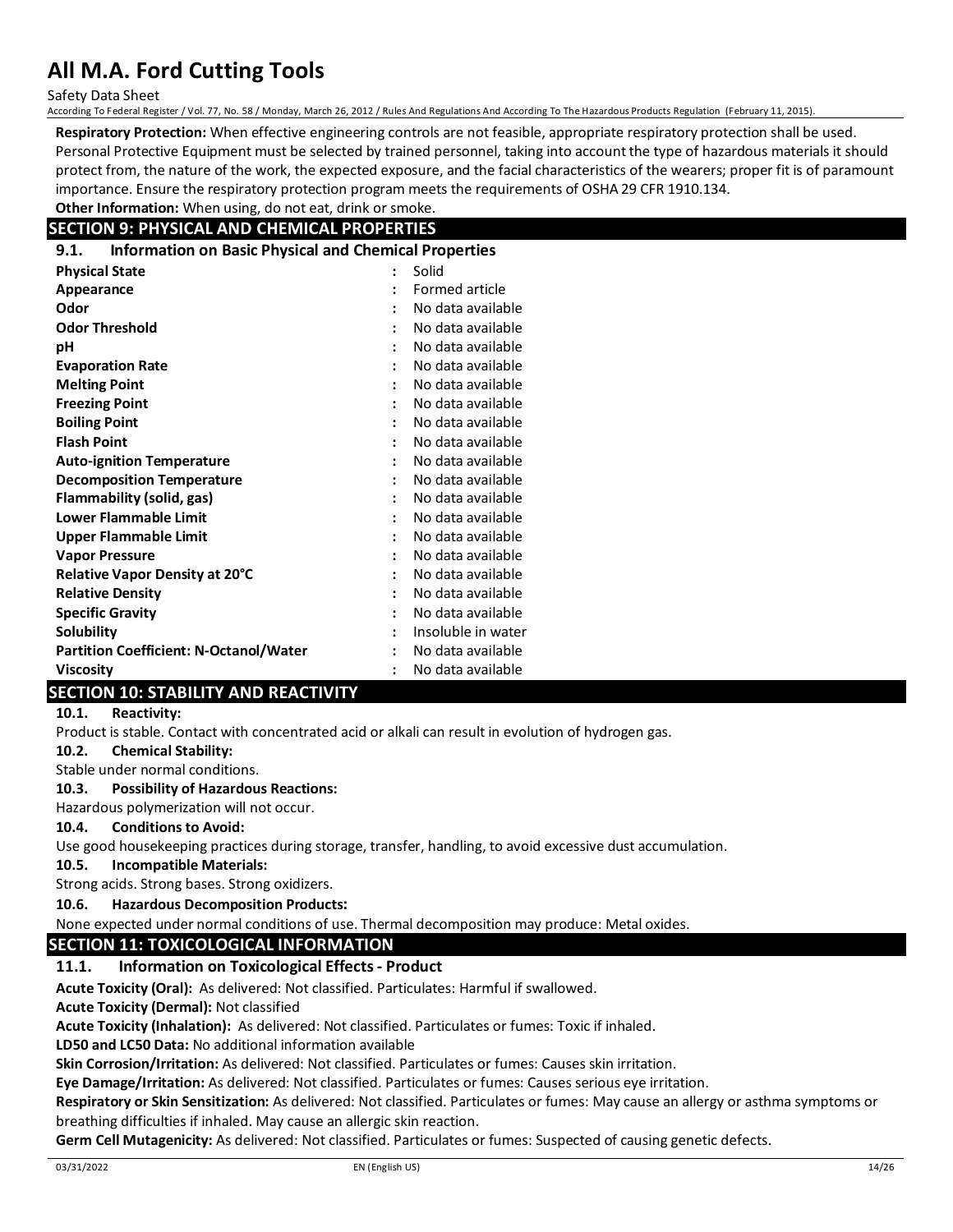**Respiratory Protection:** When effective engineering controls are not feasible, appropriate respiratory protection shall be used. Personal Protective Equipment must be selected by trained personnel, taking into account the type of hazardous materials it should protect from, the nature of the work, the expected exposure, and the facial characteristics of the wearers; proper fit is of paramount importance. Ensure the respiratory protection program meets the requirements of OSHA 29 CFR 1910.134.

**Other Information:** When using, do not eat, drink or smoke.

## SECTION 9: PHYSICAL AND CHEMICAL PROPERTIES

### 9.1. Information on Basic Physical and Chemical Properties

| | | |
|---|---|---|
| **Physical State** | : | Solid |
| **Appearance** | : | Formed article |
| **Odor** | : | No data available |
| **Odor Threshold** | : | No data available |
| **pH** | : | No data available |
| **Evaporation Rate** | : | No data available |
| **Melting Point** | : | No data available |
| **Freezing Point** | : | No data available |
| **Boiling Point** | : | No data available |
| **Flash Point** | : | No data available |
| **Auto-ignition Temperature** | : | No data available |
| **Decomposition Temperature** | : | No data available |
| **Flammability (solid, gas)** | : | No data available |
| **Lower Flammable Limit** | : | No data available |
| **Upper Flammable Limit** | : | No data available |
| **Vapor Pressure** | : | No data available |
| **Relative Vapor Density at 20°C** | : | No data available |
| **Relative Density** | : | No data available |
| **Specific Gravity** | : | No data available |
| **Solubility** | : | Insoluble in water |
| **Partition Coefficient: N-Octanol/Water** | : | No data available |
| **Viscosity** | : | No data available |

## SECTION 10: STABILITY AND REACTIVITY

**10.1. Reactivity:**

Product is stable. Contact with concentrated acid or alkali can result in evolution of hydrogen gas.

**10.2. Chemical Stability:**

Stable under normal conditions.

**10.3. Possibility of Hazardous Reactions:**

Hazardous polymerization will not occur.

**10.4. Conditions to Avoid:**

Use good housekeeping practices during storage, transfer, handling, to avoid excessive dust accumulation.

**10.5. Incompatible Materials:**

Strong acids. Strong bases. Strong oxidizers.

**10.6. Hazardous Decomposition Products:**

None expected under normal conditions of use. Thermal decomposition may produce: Metal oxides.

## SECTION 11: TOXICOLOGICAL INFORMATION

### 11.1. Information on Toxicological Effects - Product

**Acute Toxicity (Oral):** As delivered: Not classified. Particulates: Harmful if swallowed.

**Acute Toxicity (Dermal):** Not classified

**Acute Toxicity (Inhalation):** As delivered: Not classified. Particulates or fumes: Toxic if inhaled.

**LD50 and LC50 Data:** No additional information available

**Skin Corrosion/Irritation:** As delivered: Not classified. Particulates or fumes: Causes skin irritation.

**Eye Damage/Irritation:** As delivered: Not classified. Particulates or fumes: Causes serious eye irritation.

**Respiratory or Skin Sensitization:** As delivered: Not classified. Particulates or fumes: May cause an allergy or asthma symptoms or breathing difficulties if inhaled. May cause an allergic skin reaction.

**Germ Cell Mutagenicity:** As delivered: Not classified. Particulates or fumes: Suspected of causing genetic defects.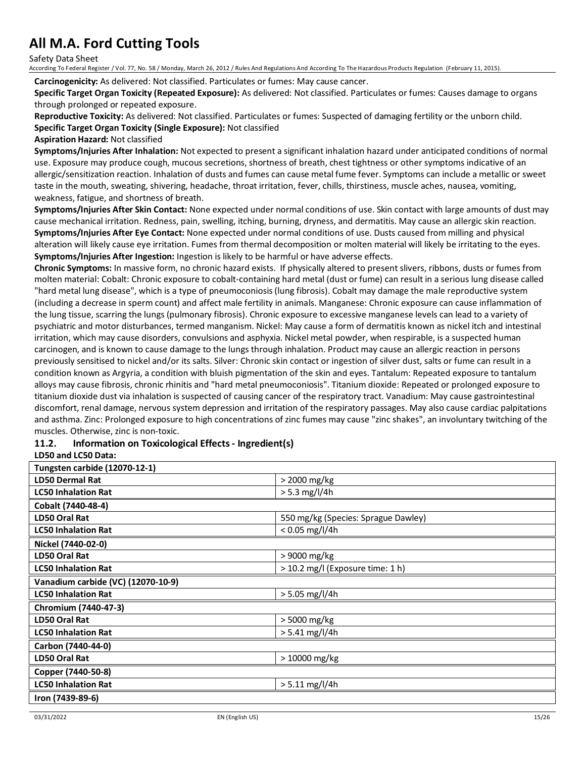**Carcinogenicity:** As delivered: Not classified. Particulates or fumes: May cause cancer.

**Specific Target Organ Toxicity (Repeated Exposure):** As delivered: Not classified. Particulates or fumes: Causes damage to organs through prolonged or repeated exposure.

**Reproductive Toxicity:** As delivered: Not classified. Particulates or fumes: Suspected of damaging fertility or the unborn child.

**Specific Target Organ Toxicity (Single Exposure):** Not classified

**Aspiration Hazard:** Not classified

**Symptoms/Injuries After Inhalation:** Not expected to present a significant inhalation hazard under anticipated conditions of normal use. Exposure may produce cough, mucous secretions, shortness of breath, chest tightness or other symptoms indicative of an allergic/sensitization reaction. Inhalation of dusts and fumes can cause metal fume fever. Symptoms can include a metallic or sweet taste in the mouth, sweating, shivering, headache, throat irritation, fever, chills, thirstiness, muscle aches, nausea, vomiting, weakness, fatigue, and shortness of breath.

**Symptoms/Injuries After Skin Contact:** None expected under normal conditions of use. Skin contact with large amounts of dust may cause mechanical irritation. Redness, pain, swelling, itching, burning, dryness, and dermatitis. May cause an allergic skin reaction.

**Symptoms/Injuries After Eye Contact:** None expected under normal conditions of use. Dusts caused from milling and physical alteration will likely cause eye irritation. Fumes from thermal decomposition or molten material will likely be irritating to the eyes.

**Symptoms/Injuries After Ingestion:** Ingestion is likely to be harmful or have adverse effects.

**Chronic Symptoms:** In massive form, no chronic hazard exists. If physically altered to present slivers, ribbons, dusts or fumes from molten material: Cobalt: Chronic exposure to cobalt-containing hard metal (dust or fume) can result in a serious lung disease called "hard metal lung disease", which is a type of pneumoconiosis (lung fibrosis). Cobalt may damage the male reproductive system (including a decrease in sperm count) and affect male fertility in animals. Manganese: Chronic exposure can cause inflammation of the lung tissue, scarring the lungs (pulmonary fibrosis). Chronic exposure to excessive manganese levels can lead to a variety of psychiatric and motor disturbances, termed manganism. Nickel: May cause a form of dermatitis known as nickel itch and intestinal irritation, which may cause disorders, convulsions and asphyxia. Nickel metal powder, when respirable, is a suspected human carcinogen, and is known to cause damage to the lungs through inhalation. Product may cause an allergic reaction in persons previously sensitised to nickel and/or its salts. Silver: Chronic skin contact or ingestion of silver dust, salts or fume can result in a condition known as Argyria, a condition with bluish pigmentation of the skin and eyes. Tantalum: Repeated exposure to tantalum alloys may cause fibrosis, chronic rhinitis and "hard metal pneumoconiosis". Titanium dioxide: Repeated or prolonged exposure to titanium dioxide dust via inhalation is suspected of causing cancer of the respiratory tract. Vanadium: May cause gastrointestinal discomfort, renal damage, nervous system depression and irritation of the respiratory passages. May also cause cardiac palpitations and asthma. Zinc: Prolonged exposure to high concentrations of zinc fumes may cause "zinc shakes", an involuntary twitching of the muscles. Otherwise, zinc is non-toxic.

### 11.2. Information on Toxicological Effects - Ingredient(s)

**LD50 and LC50 Data:**

| **Tungsten carbide (12070-12-1)** | |
|---|---|
| **LD50 Dermal Rat** | > 2000 mg/kg |
| **LC50 Inhalation Rat** | > 5.3 mg/l/4h |
| **Cobalt (7440-48-4)** | |
| **LD50 Oral Rat** | 550 mg/kg (Species: Sprague Dawley) |
| **LC50 Inhalation Rat** | < 0.05 mg/l/4h |
| **Nickel (7440-02-0)** | |
| **LD50 Oral Rat** | > 9000 mg/kg |
| **LC50 Inhalation Rat** | > 10.2 mg/l (Exposure time: 1 h) |
| **Vanadium carbide (VC) (12070-10-9)** | |
| **LC50 Inhalation Rat** | > 5.05 mg/l/4h |
| **Chromium (7440-47-3)** | |
| **LD50 Oral Rat** | > 5000 mg/kg |
| **LC50 Inhalation Rat** | > 5.41 mg/l/4h |
| **Carbon (7440-44-0)** | |
| **LD50 Oral Rat** | > 10000 mg/kg |
| **Copper (7440-50-8)** | |
| **LC50 Inhalation Rat** | > 5.11 mg/l/4h |
| **Iron (7439-89-6)** | |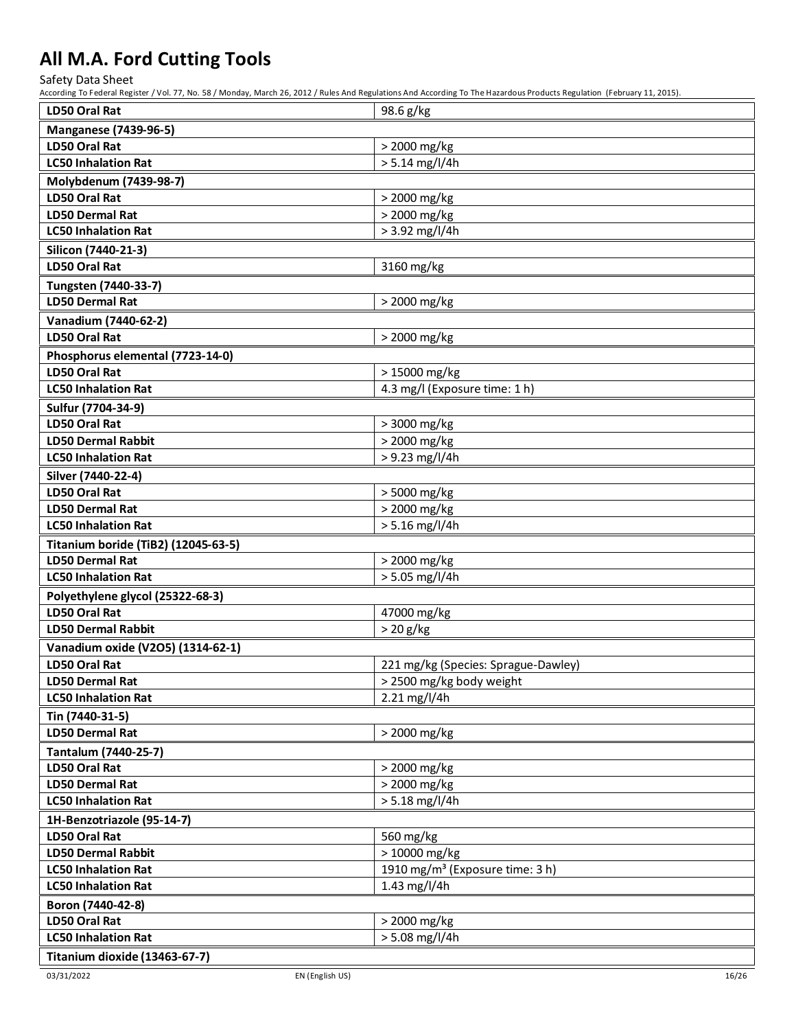| | |
|---|---|
| **LD50 Oral Rat** | 98.6 g/kg |
| **Manganese (7439-96-5)** | |
| **LD50 Oral Rat** | > 2000 mg/kg |
| **LC50 Inhalation Rat** | > 5.14 mg/l/4h |
| **Molybdenum (7439-98-7)** | |
| **LD50 Oral Rat** | > 2000 mg/kg |
| **LD50 Dermal Rat** | > 2000 mg/kg |
| **LC50 Inhalation Rat** | > 3.92 mg/l/4h |
| **Silicon (7440-21-3)** | |
| **LD50 Oral Rat** | 3160 mg/kg |
| **Tungsten (7440-33-7)** | |
| **LD50 Dermal Rat** | > 2000 mg/kg |
| **Vanadium (7440-62-2)** | |
| **LD50 Oral Rat** | > 2000 mg/kg |
| **Phosphorus elemental (7723-14-0)** | |
| **LD50 Oral Rat** | > 15000 mg/kg |
| **LC50 Inhalation Rat** | 4.3 mg/l (Exposure time: 1 h) |
| **Sulfur (7704-34-9)** | |
| **LD50 Oral Rat** | > 3000 mg/kg |
| **LD50 Dermal Rabbit** | > 2000 mg/kg |
| **LC50 Inhalation Rat** | > 9.23 mg/l/4h |
| **Silver (7440-22-4)** | |
| **LD50 Oral Rat** | > 5000 mg/kg |
| **LD50 Dermal Rat** | > 2000 mg/kg |
| **LC50 Inhalation Rat** | > 5.16 mg/l/4h |
| **Titanium boride (TiB2) (12045-63-5)** | |
| **LD50 Dermal Rat** | > 2000 mg/kg |
| **LC50 Inhalation Rat** | > 5.05 mg/l/4h |
| **Polyethylene glycol (25322-68-3)** | |
| **LD50 Oral Rat** | 47000 mg/kg |
| **LD50 Dermal Rabbit** | > 20 g/kg |
| **Vanadium oxide (V2O5) (1314-62-1)** | |
| **LD50 Oral Rat** | 221 mg/kg (Species: Sprague-Dawley) |
| **LD50 Dermal Rat** | > 2500 mg/kg body weight |
| **LC50 Inhalation Rat** | 2.21 mg/l/4h |
| **Tin (7440-31-5)** | |
| **LD50 Dermal Rat** | > 2000 mg/kg |
| **Tantalum (7440-25-7)** | |
| **LD50 Oral Rat** | > 2000 mg/kg |
| **LD50 Dermal Rat** | > 2000 mg/kg |
| **LC50 Inhalation Rat** | > 5.18 mg/l/4h |
| **1H-Benzotriazole (95-14-7)** | |
| **LD50 Oral Rat** | 560 mg/kg |
| **LD50 Dermal Rabbit** | > 10000 mg/kg |
| **LC50 Inhalation Rat** | 1910 mg/m³ (Exposure time: 3 h) |
| **LC50 Inhalation Rat** | 1.43 mg/l/4h |
| **Boron (7440-42-8)** | |
| **LD50 Oral Rat** | > 2000 mg/kg |
| **LC50 Inhalation Rat** | > 5.08 mg/l/4h |
| **Titanium dioxide (13463-67-7)** | |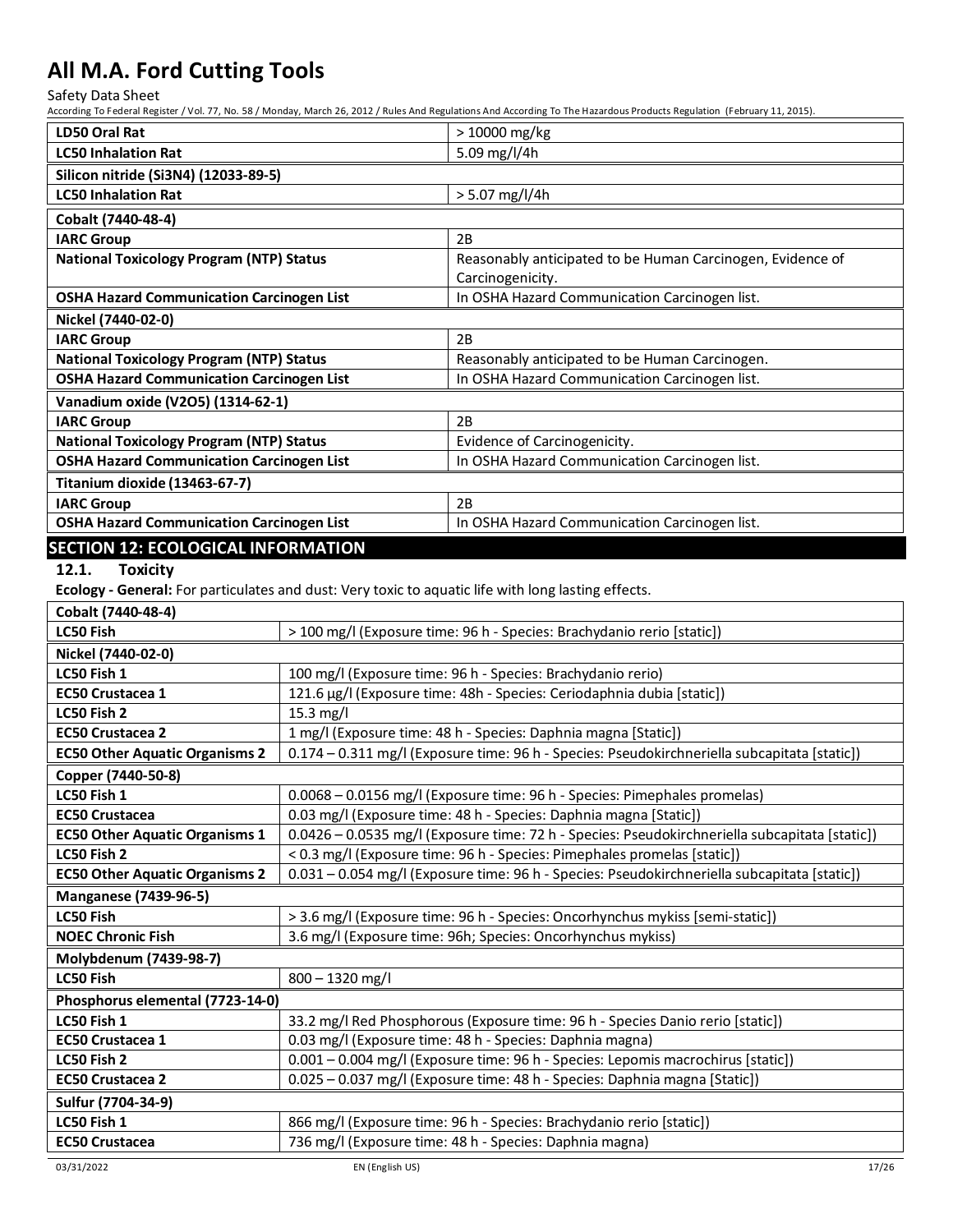| | |
|---|---|
| **LD50 Oral Rat** | > 10000 mg/kg |
| **LC50 Inhalation Rat** | 5.09 mg/l/4h |
| **Silicon nitride (Si3N4) (12033-89-5)** | |
| **LC50 Inhalation Rat** | > 5.07 mg/l/4h |
| **Cobalt (7440-48-4)** | |
| **IARC Group** | 2B |
| **National Toxicology Program (NTP) Status** | Reasonably anticipated to be Human Carcinogen, Evidence of Carcinogenicity. |
| **OSHA Hazard Communication Carcinogen List** | In OSHA Hazard Communication Carcinogen list. |
| **Nickel (7440-02-0)** | |
| **IARC Group** | 2B |
| **National Toxicology Program (NTP) Status** | Reasonably anticipated to be Human Carcinogen. |
| **OSHA Hazard Communication Carcinogen List** | In OSHA Hazard Communication Carcinogen list. |
| **Vanadium oxide (V2O5) (1314-62-1)** | |
| **IARC Group** | 2B |
| **National Toxicology Program (NTP) Status** | Evidence of Carcinogenicity. |
| **OSHA Hazard Communication Carcinogen List** | In OSHA Hazard Communication Carcinogen list. |
| **Titanium dioxide (13463-67-7)** | |
| **IARC Group** | 2B |
| **OSHA Hazard Communication Carcinogen List** | In OSHA Hazard Communication Carcinogen list. |

## SECTION 12: ECOLOGICAL INFORMATION

### 12.1. Toxicity

**Ecology - General:** For particulates and dust: Very toxic to aquatic life with long lasting effects.

| | |
|---|---|
| **Cobalt (7440-48-4)** | |
| **LC50 Fish** | > 100 mg/l (Exposure time: 96 h - Species: Brachydanio rerio [static]) |
| **Nickel (7440-02-0)** | |
| **LC50 Fish 1** | 100 mg/l (Exposure time: 96 h - Species: Brachydanio rerio) |
| **EC50 Crustacea 1** | 121.6 µg/l (Exposure time: 48h - Species: Ceriodaphnia dubia [static]) |
| **LC50 Fish 2** | 15.3 mg/l |
| **EC50 Crustacea 2** | 1 mg/l (Exposure time: 48 h - Species: Daphnia magna [Static]) |
| **EC50 Other Aquatic Organisms 2** | 0.174 – 0.311 mg/l (Exposure time: 96 h - Species: Pseudokirchneriella subcapitata [static]) |
| **Copper (7440-50-8)** | |
| **LC50 Fish 1** | 0.0068 – 0.0156 mg/l (Exposure time: 96 h - Species: Pimephales promelas) |
| **EC50 Crustacea** | 0.03 mg/l (Exposure time: 48 h - Species: Daphnia magna [Static]) |
| **EC50 Other Aquatic Organisms 1** | 0.0426 – 0.0535 mg/l (Exposure time: 72 h - Species: Pseudokirchneriella subcapitata [static]) |
| **LC50 Fish 2** | < 0.3 mg/l (Exposure time: 96 h - Species: Pimephales promelas [static]) |
| **EC50 Other Aquatic Organisms 2** | 0.031 – 0.054 mg/l (Exposure time: 96 h - Species: Pseudokirchneriella subcapitata [static]) |
| **Manganese (7439-96-5)** | |
| **LC50 Fish** | > 3.6 mg/l (Exposure time: 96 h - Species: Oncorhynchus mykiss [semi-static]) |
| **NOEC Chronic Fish** | 3.6 mg/l (Exposure time: 96h; Species: Oncorhynchus mykiss) |
| **Molybdenum (7439-98-7)** | |
| **LC50 Fish** | 800 – 1320 mg/l |
| **Phosphorus elemental (7723-14-0)** | |
| **LC50 Fish 1** | 33.2 mg/l Red Phosphorous (Exposure time: 96 h - Species Danio rerio [static]) |
| **EC50 Crustacea 1** | 0.03 mg/l (Exposure time: 48 h - Species: Daphnia magna) |
| **LC50 Fish 2** | 0.001 – 0.004 mg/l (Exposure time: 96 h - Species: Lepomis macrochirus [static]) |
| **EC50 Crustacea 2** | 0.025 – 0.037 mg/l (Exposure time: 48 h - Species: Daphnia magna [Static]) |
| **Sulfur (7704-34-9)** | |
| **LC50 Fish 1** | 866 mg/l (Exposure time: 96 h - Species: Brachydanio rerio [static]) |
| **EC50 Crustacea** | 736 mg/l (Exposure time: 48 h - Species: Daphnia magna) |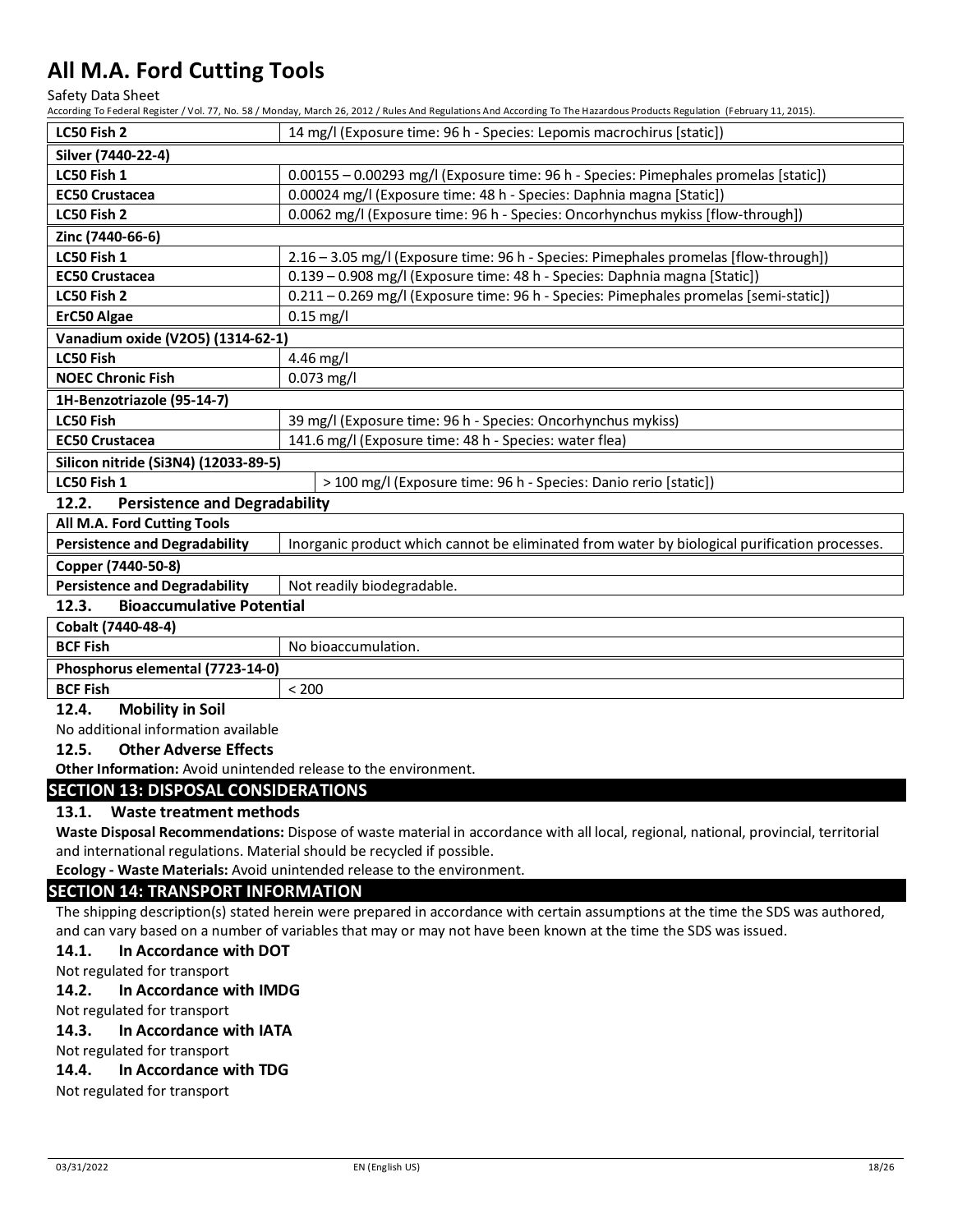| | |
|---|---|
| **LC50 Fish 2** | 14 mg/l (Exposure time: 96 h - Species: Lepomis macrochirus [static]) |
| **Silver (7440-22-4)** | |
| **LC50 Fish 1** | 0.00155 – 0.00293 mg/l (Exposure time: 96 h - Species: Pimephales promelas [static]) |
| **EC50 Crustacea** | 0.00024 mg/l (Exposure time: 48 h - Species: Daphnia magna [Static]) |
| **LC50 Fish 2** | 0.0062 mg/l (Exposure time: 96 h - Species: Oncorhynchus mykiss [flow-through]) |
| **Zinc (7440-66-6)** | |
| **LC50 Fish 1** | 2.16 – 3.05 mg/l (Exposure time: 96 h - Species: Pimephales promelas [flow-through]) |
| **EC50 Crustacea** | 0.139 – 0.908 mg/l (Exposure time: 48 h - Species: Daphnia magna [Static]) |
| **LC50 Fish 2** | 0.211 – 0.269 mg/l (Exposure time: 96 h - Species: Pimephales promelas [semi-static]) |
| **ErC50 Algae** | 0.15 mg/l |
| **Vanadium oxide (V2O5) (1314-62-1)** | |
| **LC50 Fish** | 4.46 mg/l |
| **NOEC Chronic Fish** | 0.073 mg/l |
| **1H-Benzotriazole (95-14-7)** | |
| **LC50 Fish** | 39 mg/l (Exposure time: 96 h - Species: Oncorhynchus mykiss) |
| **EC50 Crustacea** | 141.6 mg/l (Exposure time: 48 h - Species: water flea) |
| **Silicon nitride (Si3N4) (12033-89-5)** | |
| **LC50 Fish 1** | > 100 mg/l (Exposure time: 96 h - Species: Danio rerio [static]) |

### 12.2. Persistence and Degradability

| | |
|---|---|
| **All M.A. Ford Cutting Tools** | |
| **Persistence and Degradability** | Inorganic product which cannot be eliminated from water by biological purification processes. |
| **Copper (7440-50-8)** | |
| **Persistence and Degradability** | Not readily biodegradable. |

### 12.3. Bioaccumulative Potential

| | |
|---|---|
| **Cobalt (7440-48-4)** | |
| **BCF Fish** | No bioaccumulation. |
| **Phosphorus elemental (7723-14-0)** | |
| **BCF Fish** | < 200 |

### 12.4. Mobility in Soil

No additional information available

### 12.5. Other Adverse Effects

**Other Information:** Avoid unintended release to the environment.

## SECTION 13: DISPOSAL CONSIDERATIONS

### 13.1. Waste treatment methods

**Waste Disposal Recommendations:** Dispose of waste material in accordance with all local, regional, national, provincial, territorial and international regulations. Material should be recycled if possible.

**Ecology - Waste Materials:** Avoid unintended release to the environment.

## SECTION 14: TRANSPORT INFORMATION

The shipping description(s) stated herein were prepared in accordance with certain assumptions at the time the SDS was authored, and can vary based on a number of variables that may or may not have been known at the time the SDS was issued.

### 14.1. In Accordance with DOT

Not regulated for transport

### 14.2. In Accordance with IMDG

Not regulated for transport

### 14.3. In Accordance with IATA

Not regulated for transport

### 14.4. In Accordance with TDG

Not regulated for transport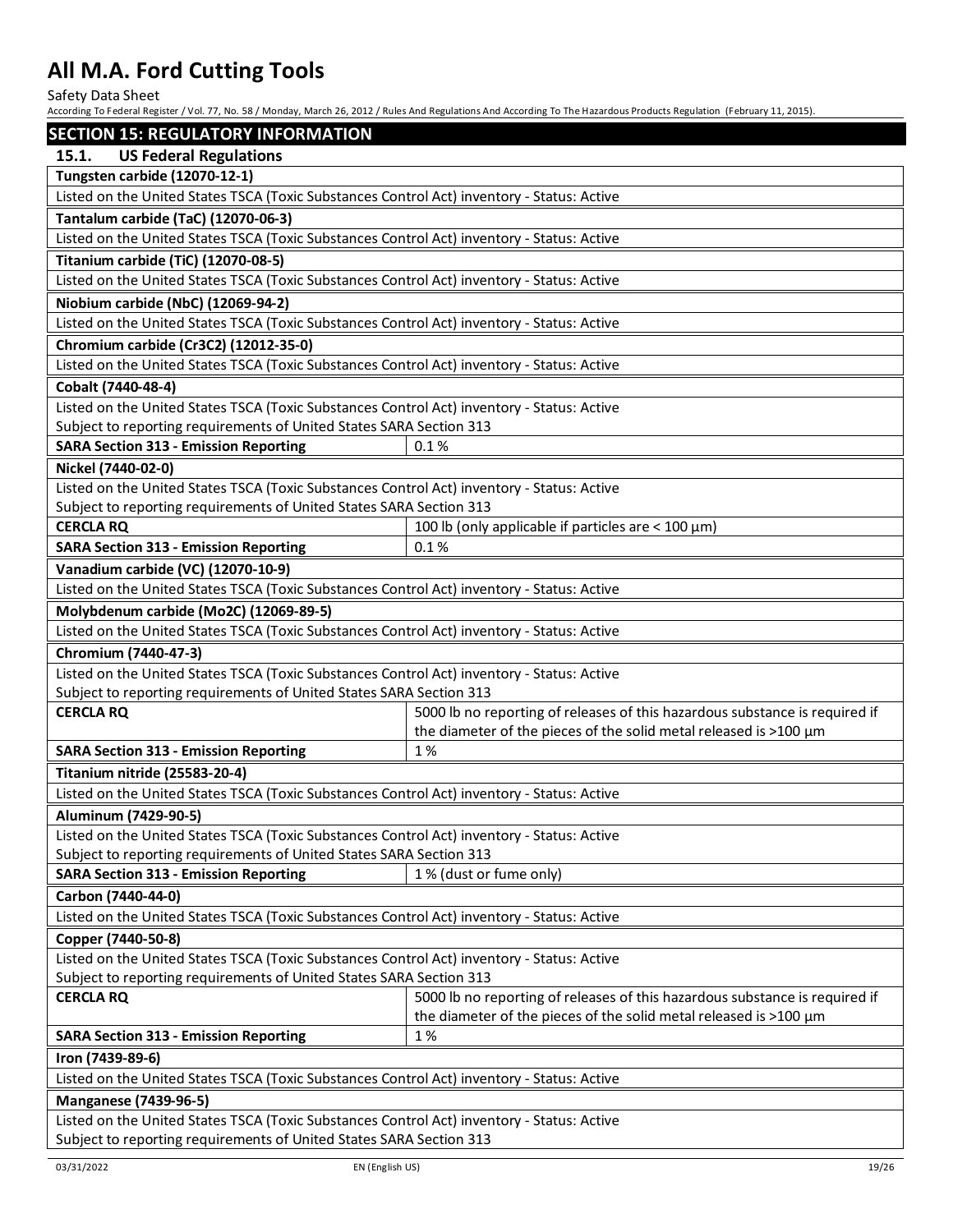## SECTION 15: REGULATORY INFORMATION

### 15.1. US Federal Regulations

**Tungsten carbide (12070-12-1)**

Listed on the United States TSCA (Toxic Substances Control Act) inventory - Status: Active

**Tantalum carbide (TaC) (12070-06-3)**

Listed on the United States TSCA (Toxic Substances Control Act) inventory - Status: Active

**Titanium carbide (TiC) (12070-08-5)**

Listed on the United States TSCA (Toxic Substances Control Act) inventory - Status: Active

**Niobium carbide (NbC) (12069-94-2)**

Listed on the United States TSCA (Toxic Substances Control Act) inventory - Status: Active

**Chromium carbide (Cr3C2) (12012-35-0)**

Listed on the United States TSCA (Toxic Substances Control Act) inventory - Status: Active

**Cobalt (7440-48-4)**

Listed on the United States TSCA (Toxic Substances Control Act) inventory - Status: Active
Subject to reporting requirements of United States SARA Section 313

| | |
|---|---|
| **SARA Section 313 - Emission Reporting** | 0.1 % |

**Nickel (7440-02-0)**

Listed on the United States TSCA (Toxic Substances Control Act) inventory - Status: Active
Subject to reporting requirements of United States SARA Section 313

| | |
|---|---|
| **CERCLA RQ** | 100 lb (only applicable if particles are < 100 µm) |
| **SARA Section 313 - Emission Reporting** | 0.1 % |

**Vanadium carbide (VC) (12070-10-9)**

Listed on the United States TSCA (Toxic Substances Control Act) inventory - Status: Active

**Molybdenum carbide (Mo2C) (12069-89-5)**

Listed on the United States TSCA (Toxic Substances Control Act) inventory - Status: Active

**Chromium (7440-47-3)**

Listed on the United States TSCA (Toxic Substances Control Act) inventory - Status: Active
Subject to reporting requirements of United States SARA Section 313

| | |
|---|---|
| **CERCLA RQ** | 5000 lb no reporting of releases of this hazardous substance is required if the diameter of the pieces of the solid metal released is >100 µm |
| **SARA Section 313 - Emission Reporting** | 1 % |

**Titanium nitride (25583-20-4)**

Listed on the United States TSCA (Toxic Substances Control Act) inventory - Status: Active

**Aluminum (7429-90-5)**

Listed on the United States TSCA (Toxic Substances Control Act) inventory - Status: Active
Subject to reporting requirements of United States SARA Section 313

| | |
|---|---|
| **SARA Section 313 - Emission Reporting** | 1 % (dust or fume only) |

**Carbon (7440-44-0)**

Listed on the United States TSCA (Toxic Substances Control Act) inventory - Status: Active

**Copper (7440-50-8)**

Listed on the United States TSCA (Toxic Substances Control Act) inventory - Status: Active
Subject to reporting requirements of United States SARA Section 313

| | |
|---|---|
| **CERCLA RQ** | 5000 lb no reporting of releases of this hazardous substance is required if the diameter of the pieces of the solid metal released is >100 µm |
| **SARA Section 313 - Emission Reporting** | 1 % |

**Iron (7439-89-6)**

Listed on the United States TSCA (Toxic Substances Control Act) inventory - Status: Active

**Manganese (7439-96-5)**

Listed on the United States TSCA (Toxic Substances Control Act) inventory - Status: Active
Subject to reporting requirements of United States SARA Section 313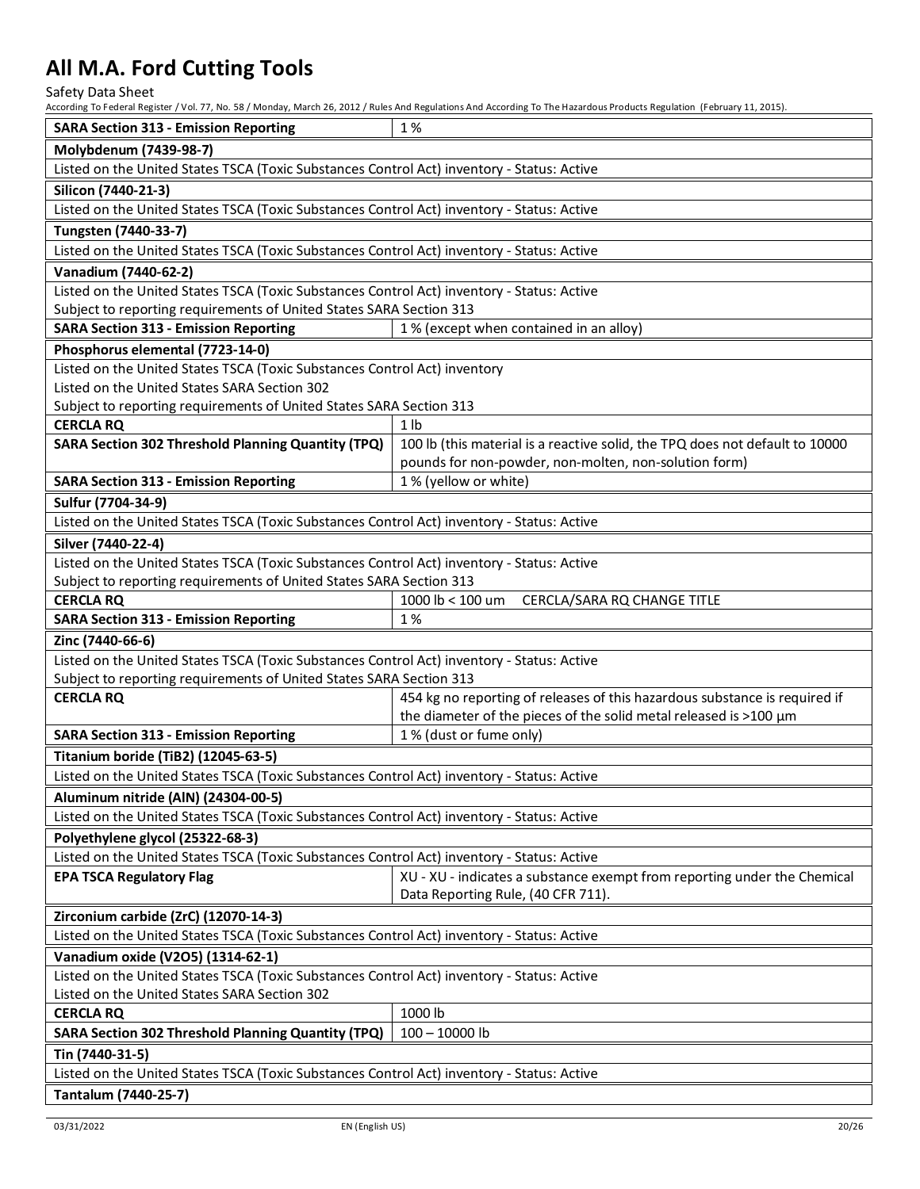| SARA Section 313 - Emission Reporting | 1 % |
|---|---|
| **Molybdenum (7439-98-7)** | |
| Listed on the United States TSCA (Toxic Substances Control Act) inventory - Status: Active | |
| **Silicon (7440-21-3)** | |
| Listed on the United States TSCA (Toxic Substances Control Act) inventory - Status: Active | |
| **Tungsten (7440-33-7)** | |
| Listed on the United States TSCA (Toxic Substances Control Act) inventory - Status: Active | |
| **Vanadium (7440-62-2)** | |
| Listed on the United States TSCA (Toxic Substances Control Act) inventory - Status: Active<br>Subject to reporting requirements of United States SARA Section 313 | |
| **SARA Section 313 - Emission Reporting** | 1 % (except when contained in an alloy) |
| **Phosphorus elemental (7723-14-0)** | |
| Listed on the United States TSCA (Toxic Substances Control Act) inventory<br>Listed on the United States SARA Section 302<br>Subject to reporting requirements of United States SARA Section 313 | |
| **CERCLA RQ** | 1 lb |
| **SARA Section 302 Threshold Planning Quantity (TPQ)** | 100 lb (this material is a reactive solid, the TPQ does not default to 10000 pounds for non-powder, non-molten, non-solution form) |
| **SARA Section 313 - Emission Reporting** | 1 % (yellow or white) |
| **Sulfur (7704-34-9)** | |
| Listed on the United States TSCA (Toxic Substances Control Act) inventory - Status: Active | |
| **Silver (7440-22-4)** | |
| Listed on the United States TSCA (Toxic Substances Control Act) inventory - Status: Active<br>Subject to reporting requirements of United States SARA Section 313 | |
| **CERCLA RQ** | 1000 lb < 100 um CERCLA/SARA RQ CHANGE TITLE |
| **SARA Section 313 - Emission Reporting** | 1 % |
| **Zinc (7440-66-6)** | |
| Listed on the United States TSCA (Toxic Substances Control Act) inventory - Status: Active<br>Subject to reporting requirements of United States SARA Section 313 | |
| **CERCLA RQ** | 454 kg no reporting of releases of this hazardous substance is required if the diameter of the pieces of the solid metal released is >100 µm |
| **SARA Section 313 - Emission Reporting** | 1 % (dust or fume only) |
| **Titanium boride (TiB2) (12045-63-5)** | |
| Listed on the United States TSCA (Toxic Substances Control Act) inventory - Status: Active | |
| **Aluminum nitride (AlN) (24304-00-5)** | |
| Listed on the United States TSCA (Toxic Substances Control Act) inventory - Status: Active | |
| **Polyethylene glycol (25322-68-3)** | |
| Listed on the United States TSCA (Toxic Substances Control Act) inventory - Status: Active | |
| **EPA TSCA Regulatory Flag** | XU - XU - indicates a substance exempt from reporting under the Chemical Data Reporting Rule, (40 CFR 711). |
| **Zirconium carbide (ZrC) (12070-14-3)** | |
| Listed on the United States TSCA (Toxic Substances Control Act) inventory - Status: Active | |
| **Vanadium oxide (V2O5) (1314-62-1)** | |
| Listed on the United States TSCA (Toxic Substances Control Act) inventory - Status: Active<br>Listed on the United States SARA Section 302 | |
| **CERCLA RQ** | 1000 lb |
| **SARA Section 302 Threshold Planning Quantity (TPQ)** | 100 – 10000 lb |
| **Tin (7440-31-5)** | |
| Listed on the United States TSCA (Toxic Substances Control Act) inventory - Status: Active | |
| **Tantalum (7440-25-7)** | |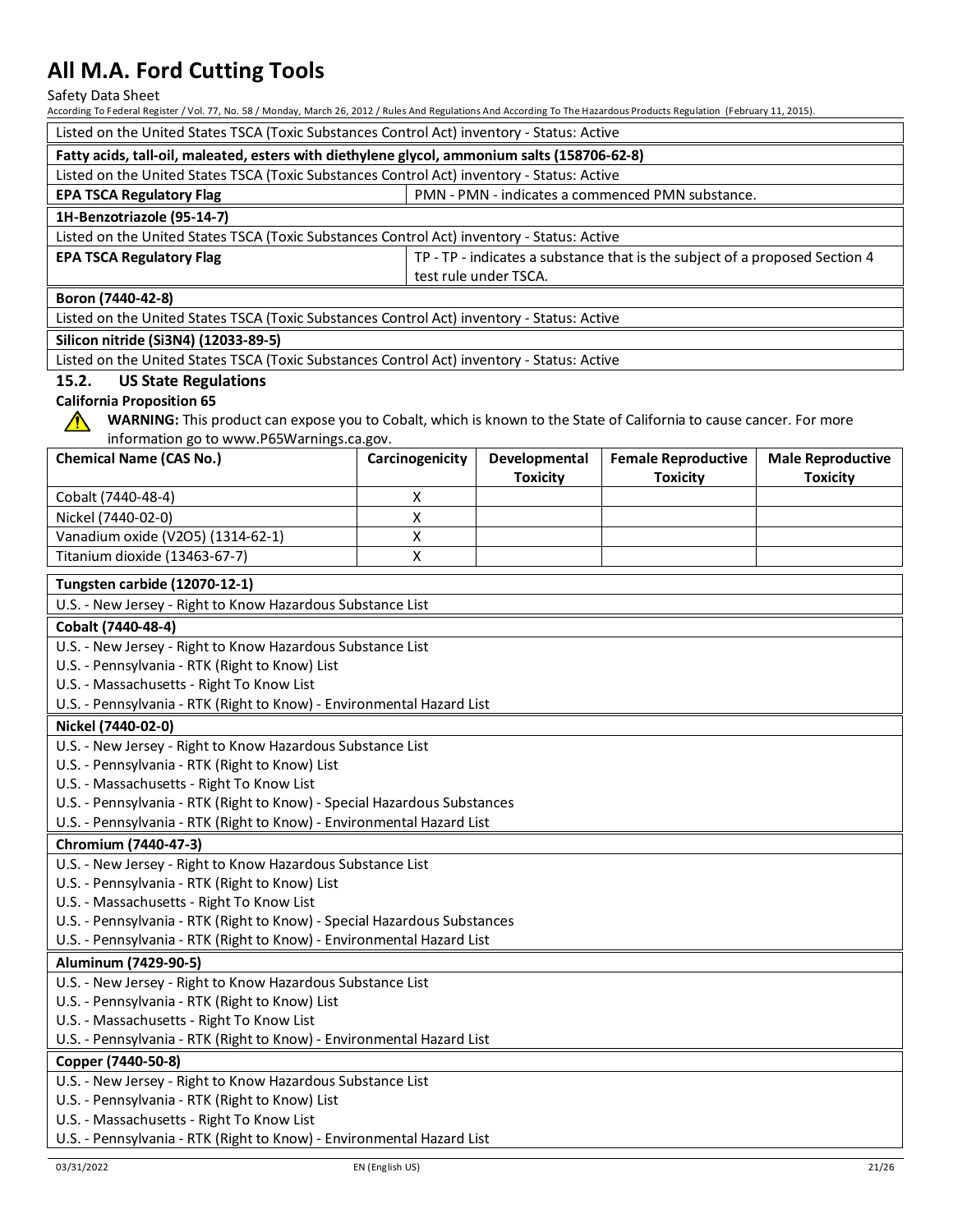Listed on the United States TSCA (Toxic Substances Control Act) inventory - Status: Active

**Fatty acids, tall-oil, maleated, esters with diethylene glycol, ammonium salts (158706-62-8)**

Listed on the United States TSCA (Toxic Substances Control Act) inventory - Status: Active

| **EPA TSCA Regulatory Flag** | PMN - PMN - indicates a commenced PMN substance. |
|---|---|

**1H-Benzotriazole (95-14-7)**

Listed on the United States TSCA (Toxic Substances Control Act) inventory - Status: Active

| **EPA TSCA Regulatory Flag** | TP - TP - indicates a substance that is the subject of a proposed Section 4 test rule under TSCA. |
|---|---|

**Boron (7440-42-8)**

Listed on the United States TSCA (Toxic Substances Control Act) inventory - Status: Active

**Silicon nitride (Si3N4) (12033-89-5)**

Listed on the United States TSCA (Toxic Substances Control Act) inventory - Status: Active

### 15.2. US State Regulations

**California Proposition 65**

⚠ **WARNING:** This product can expose you to Cobalt, which is known to the State of California to cause cancer. For more information go to www.P65Warnings.ca.gov.

| Chemical Name (CAS No.) | Carcinogenicity | Developmental Toxicity | Female Reproductive Toxicity | Male Reproductive Toxicity |
|---|---|---|---|---|
| Cobalt (7440-48-4) | X | | | |
| Nickel (7440-02-0) | X | | | |
| Vanadium oxide (V2O5) (1314-62-1) | X | | | |
| Titanium dioxide (13463-67-7) | X | | | |

**Tungsten carbide (12070-12-1)**

U.S. - New Jersey - Right to Know Hazardous Substance List

**Cobalt (7440-48-4)**

U.S. - New Jersey - Right to Know Hazardous Substance List
U.S. - Pennsylvania - RTK (Right to Know) List
U.S. - Massachusetts - Right To Know List
U.S. - Pennsylvania - RTK (Right to Know) - Environmental Hazard List

**Nickel (7440-02-0)**

U.S. - New Jersey - Right to Know Hazardous Substance List
U.S. - Pennsylvania - RTK (Right to Know) List
U.S. - Massachusetts - Right To Know List
U.S. - Pennsylvania - RTK (Right to Know) - Special Hazardous Substances
U.S. - Pennsylvania - RTK (Right to Know) - Environmental Hazard List

**Chromium (7440-47-3)**

U.S. - New Jersey - Right to Know Hazardous Substance List
U.S. - Pennsylvania - RTK (Right to Know) List
U.S. - Massachusetts - Right To Know List
U.S. - Pennsylvania - RTK (Right to Know) - Special Hazardous Substances
U.S. - Pennsylvania - RTK (Right to Know) - Environmental Hazard List

**Aluminum (7429-90-5)**

U.S. - New Jersey - Right to Know Hazardous Substance List
U.S. - Pennsylvania - RTK (Right to Know) List
U.S. - Massachusetts - Right To Know List
U.S. - Pennsylvania - RTK (Right to Know) - Environmental Hazard List

**Copper (7440-50-8)**

U.S. - New Jersey - Right to Know Hazardous Substance List
U.S. - Pennsylvania - RTK (Right to Know) List
U.S. - Massachusetts - Right To Know List
U.S. - Pennsylvania - RTK (Right to Know) - Environmental Hazard List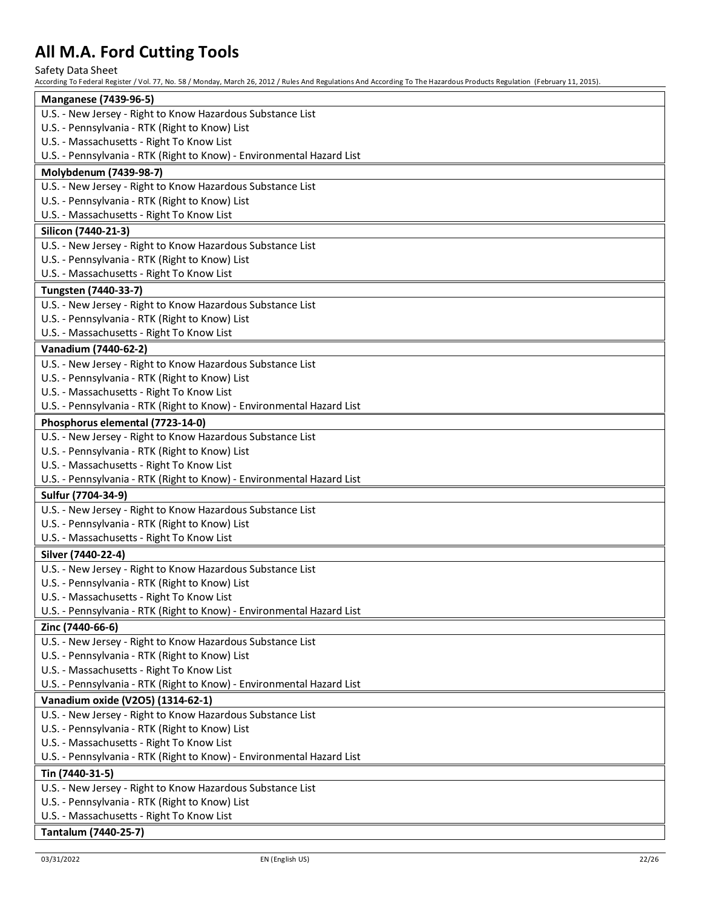| Manganese (7439-96-5) |
|---|
| U.S. - New Jersey - Right to Know Hazardous Substance List |
| U.S. - Pennsylvania - RTK (Right to Know) List |
| U.S. - Massachusetts - Right To Know List |
| U.S. - Pennsylvania - RTK (Right to Know) - Environmental Hazard List |

| Molybdenum (7439-98-7) |
|---|
| U.S. - New Jersey - Right to Know Hazardous Substance List |
| U.S. - Pennsylvania - RTK (Right to Know) List |
| U.S. - Massachusetts - Right To Know List |

| Silicon (7440-21-3) |
|---|
| U.S. - New Jersey - Right to Know Hazardous Substance List |
| U.S. - Pennsylvania - RTK (Right to Know) List |
| U.S. - Massachusetts - Right To Know List |

| Tungsten (7440-33-7) |
|---|
| U.S. - New Jersey - Right to Know Hazardous Substance List |
| U.S. - Pennsylvania - RTK (Right to Know) List |
| U.S. - Massachusetts - Right To Know List |

| Vanadium (7440-62-2) |
|---|
| U.S. - New Jersey - Right to Know Hazardous Substance List |
| U.S. - Pennsylvania - RTK (Right to Know) List |
| U.S. - Massachusetts - Right To Know List |
| U.S. - Pennsylvania - RTK (Right to Know) - Environmental Hazard List |

| Phosphorus elemental (7723-14-0) |
|---|
| U.S. - New Jersey - Right to Know Hazardous Substance List |
| U.S. - Pennsylvania - RTK (Right to Know) List |
| U.S. - Massachusetts - Right To Know List |
| U.S. - Pennsylvania - RTK (Right to Know) - Environmental Hazard List |

| Sulfur (7704-34-9) |
|---|
| U.S. - New Jersey - Right to Know Hazardous Substance List |
| U.S. - Pennsylvania - RTK (Right to Know) List |
| U.S. - Massachusetts - Right To Know List |

| Silver (7440-22-4) |
|---|
| U.S. - New Jersey - Right to Know Hazardous Substance List |
| U.S. - Pennsylvania - RTK (Right to Know) List |
| U.S. - Massachusetts - Right To Know List |
| U.S. - Pennsylvania - RTK (Right to Know) - Environmental Hazard List |

| Zinc (7440-66-6) |
|---|
| U.S. - New Jersey - Right to Know Hazardous Substance List |
| U.S. - Pennsylvania - RTK (Right to Know) List |
| U.S. - Massachusetts - Right To Know List |
| U.S. - Pennsylvania - RTK (Right to Know) - Environmental Hazard List |

| Vanadium oxide ($V_2O_5$) (1314-62-1) |
|---|
| U.S. - New Jersey - Right to Know Hazardous Substance List |
| U.S. - Pennsylvania - RTK (Right to Know) List |
| U.S. - Massachusetts - Right To Know List |
| U.S. - Pennsylvania - RTK (Right to Know) - Environmental Hazard List |

| Tin (7440-31-5) |
|---|
| U.S. - New Jersey - Right to Know Hazardous Substance List |
| U.S. - Pennsylvania - RTK (Right to Know) List |
| U.S. - Massachusetts - Right To Know List |

| Tantalum (7440-25-7) |
|---|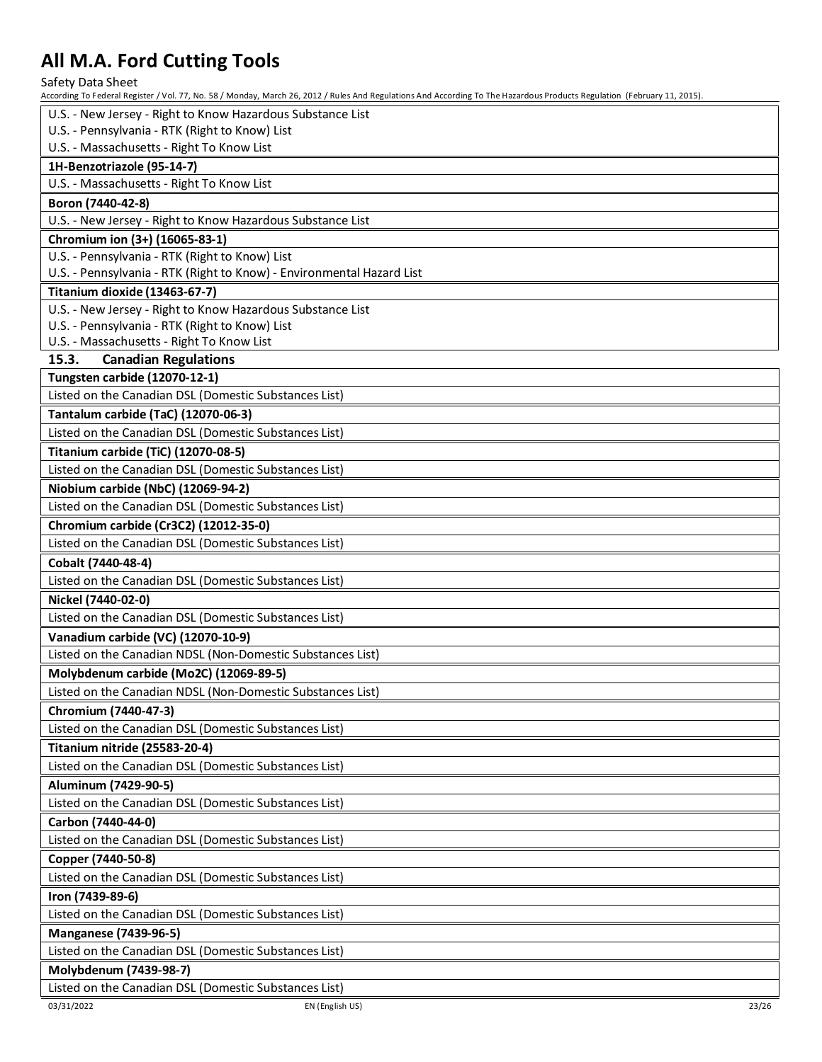U.S. - New Jersey - Right to Know Hazardous Substance List
U.S. - Pennsylvania - RTK (Right to Know) List
U.S. - Massachusetts - Right To Know List

**1H-Benzotriazole (95-14-7)**

U.S. - Massachusetts - Right To Know List

**Boron (7440-42-8)**

U.S. - New Jersey - Right to Know Hazardous Substance List

**Chromium ion (3+) (16065-83-1)**

U.S. - Pennsylvania - RTK (Right to Know) List
U.S. - Pennsylvania - RTK (Right to Know) - Environmental Hazard List

**Titanium dioxide (13463-67-7)**

U.S. - New Jersey - Right to Know Hazardous Substance List
U.S. - Pennsylvania - RTK (Right to Know) List
U.S. - Massachusetts - Right To Know List

### 15.3. Canadian Regulations

**Tungsten carbide (12070-12-1)**

Listed on the Canadian DSL (Domestic Substances List)

**Tantalum carbide (TaC) (12070-06-3)**

Listed on the Canadian DSL (Domestic Substances List)

**Titanium carbide (TiC) (12070-08-5)**

Listed on the Canadian DSL (Domestic Substances List)

**Niobium carbide (NbC) (12069-94-2)**

Listed on the Canadian DSL (Domestic Substances List)

**Chromium carbide ($Cr_3C_2$) (12012-35-0)**

Listed on the Canadian DSL (Domestic Substances List)

**Cobalt (7440-48-4)**

Listed on the Canadian DSL (Domestic Substances List)

**Nickel (7440-02-0)**

Listed on the Canadian DSL (Domestic Substances List)

**Vanadium carbide (VC) (12070-10-9)**

Listed on the Canadian NDSL (Non-Domestic Substances List)

**Molybdenum carbide ($Mo_2C$) (12069-89-5)**

Listed on the Canadian NDSL (Non-Domestic Substances List)

**Chromium (7440-47-3)**

Listed on the Canadian DSL (Domestic Substances List)

**Titanium nitride (25583-20-4)**

Listed on the Canadian DSL (Domestic Substances List)

**Aluminum (7429-90-5)**

Listed on the Canadian DSL (Domestic Substances List)

**Carbon (7440-44-0)**

Listed on the Canadian DSL (Domestic Substances List)

**Copper (7440-50-8)**

Listed on the Canadian DSL (Domestic Substances List)

**Iron (7439-89-6)**

Listed on the Canadian DSL (Domestic Substances List)

**Manganese (7439-96-5)**

Listed on the Canadian DSL (Domestic Substances List)

**Molybdenum (7439-98-7)**

Listed on the Canadian DSL (Domestic Substances List)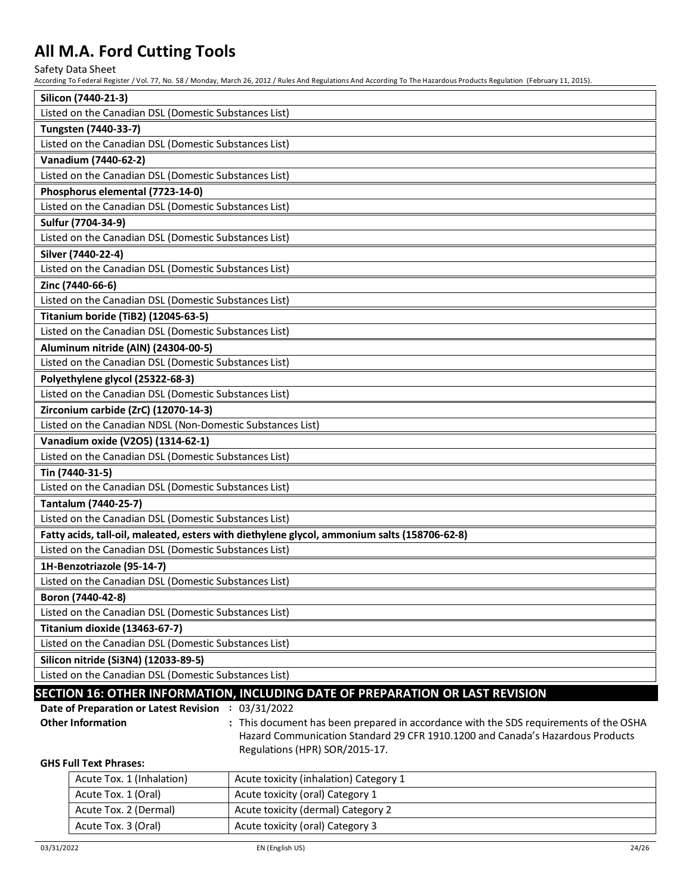| **Silicon (7440-21-3)** |
|---|
| Listed on the Canadian DSL (Domestic Substances List) |
| **Tungsten (7440-33-7)** |
| Listed on the Canadian DSL (Domestic Substances List) |
| **Vanadium (7440-62-2)** |
| Listed on the Canadian DSL (Domestic Substances List) |
| **Phosphorus elemental (7723-14-0)** |
| Listed on the Canadian DSL (Domestic Substances List) |
| **Sulfur (7704-34-9)** |
| Listed on the Canadian DSL (Domestic Substances List) |
| **Silver (7440-22-4)** |
| Listed on the Canadian DSL (Domestic Substances List) |
| **Zinc (7440-66-6)** |
| Listed on the Canadian DSL (Domestic Substances List) |
| **Titanium boride ($TiB_2$) (12045-63-5)** |
| Listed on the Canadian DSL (Domestic Substances List) |
| **Aluminum nitride (AlN) (24304-00-5)** |
| Listed on the Canadian DSL (Domestic Substances List) |
| **Polyethylene glycol (25322-68-3)** |
| Listed on the Canadian DSL (Domestic Substances List) |
| **Zirconium carbide (ZrC) (12070-14-3)** |
| Listed on the Canadian NDSL (Non-Domestic Substances List) |
| **Vanadium oxide ($V_2O_5$) (1314-62-1)** |
| Listed on the Canadian DSL (Domestic Substances List) |
| **Tin (7440-31-5)** |
| Listed on the Canadian DSL (Domestic Substances List) |
| **Tantalum (7440-25-7)** |
| Listed on the Canadian DSL (Domestic Substances List) |
| **Fatty acids, tall-oil, maleated, esters with diethylene glycol, ammonium salts (158706-62-8)** |
| Listed on the Canadian DSL (Domestic Substances List) |
| **1H-Benzotriazole (95-14-7)** |
| Listed on the Canadian DSL (Domestic Substances List) |
| **Boron (7440-42-8)** |
| Listed on the Canadian DSL (Domestic Substances List) |
| **Titanium dioxide (13463-67-7)** |
| Listed on the Canadian DSL (Domestic Substances List) |
| **Silicon nitride ($Si_3N_4$) (12033-89-5)** |
| Listed on the Canadian DSL (Domestic Substances List) |

## SECTION 16: OTHER INFORMATION, INCLUDING DATE OF PREPARATION OR LAST REVISION

**Date of Preparation or Latest Revision** : 03/31/2022

**Other Information** : This document has been prepared in accordance with the SDS requirements of the OSHA Hazard Communication Standard 29 CFR 1910.1200 and Canada's Hazardous Products Regulations (HPR) SOR/2015-17.

**GHS Full Text Phrases:**

| | |
|---|---|
| Acute Tox. 1 (Inhalation) | Acute toxicity (inhalation) Category 1 |
| Acute Tox. 1 (Oral) | Acute toxicity (oral) Category 1 |
| Acute Tox. 2 (Dermal) | Acute toxicity (dermal) Category 2 |
| Acute Tox. 3 (Oral) | Acute toxicity (oral) Category 3 |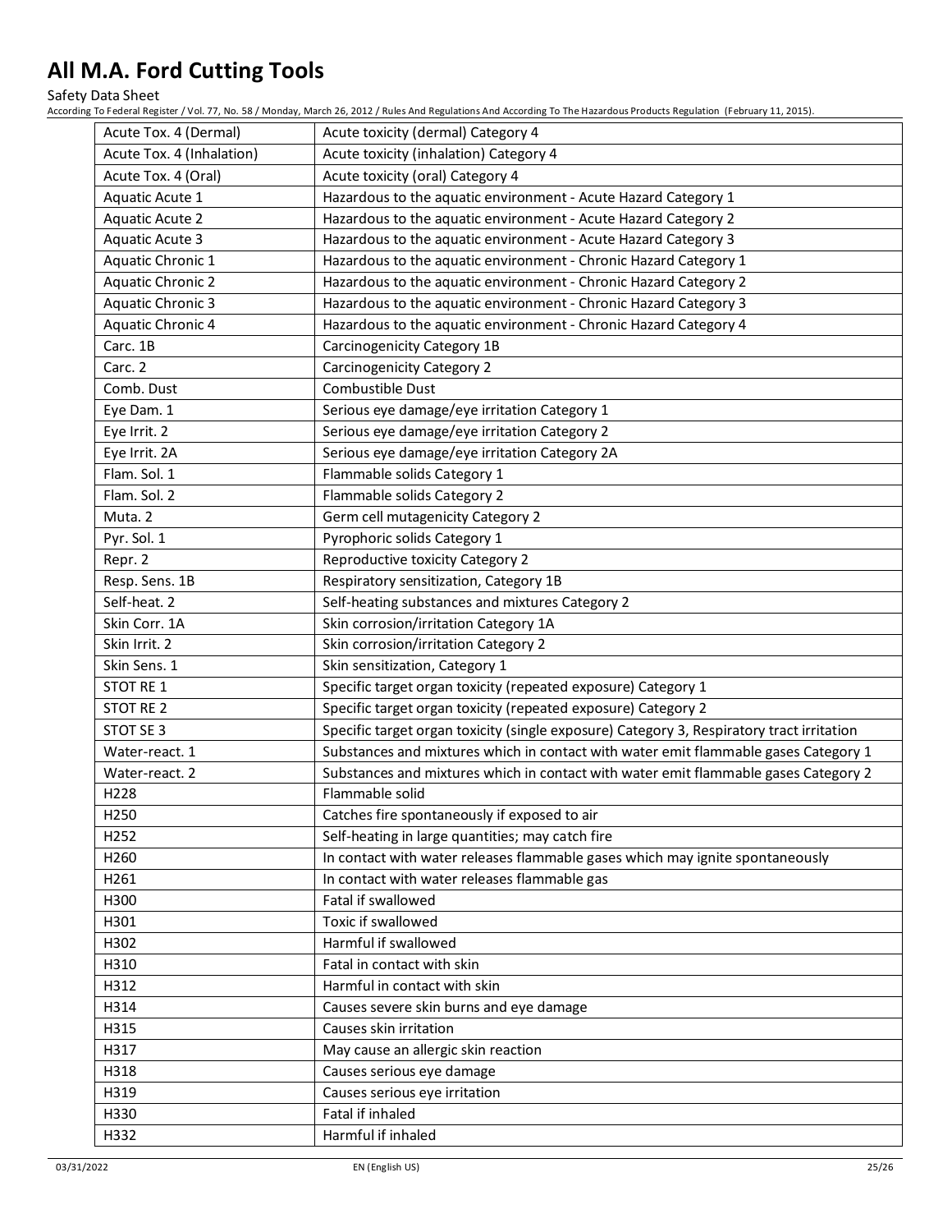| Acute Tox. 4 (Dermal) | Acute toxicity (dermal) Category 4 |
|---|---|
| Acute Tox. 4 (Inhalation) | Acute toxicity (inhalation) Category 4 |
| Acute Tox. 4 (Oral) | Acute toxicity (oral) Category 4 |
| Aquatic Acute 1 | Hazardous to the aquatic environment - Acute Hazard Category 1 |
| Aquatic Acute 2 | Hazardous to the aquatic environment - Acute Hazard Category 2 |
| Aquatic Acute 3 | Hazardous to the aquatic environment - Acute Hazard Category 3 |
| Aquatic Chronic 1 | Hazardous to the aquatic environment - Chronic Hazard Category 1 |
| Aquatic Chronic 2 | Hazardous to the aquatic environment - Chronic Hazard Category 2 |
| Aquatic Chronic 3 | Hazardous to the aquatic environment - Chronic Hazard Category 3 |
| Aquatic Chronic 4 | Hazardous to the aquatic environment - Chronic Hazard Category 4 |
| Carc. 1B | Carcinogenicity Category 1B |
| Carc. 2 | Carcinogenicity Category 2 |
| Comb. Dust | Combustible Dust |
| Eye Dam. 1 | Serious eye damage/eye irritation Category 1 |
| Eye Irrit. 2 | Serious eye damage/eye irritation Category 2 |
| Eye Irrit. 2A | Serious eye damage/eye irritation Category 2A |
| Flam. Sol. 1 | Flammable solids Category 1 |
| Flam. Sol. 2 | Flammable solids Category 2 |
| Muta. 2 | Germ cell mutagenicity Category 2 |
| Pyr. Sol. 1 | Pyrophoric solids Category 1 |
| Repr. 2 | Reproductive toxicity Category 2 |
| Resp. Sens. 1B | Respiratory sensitization, Category 1B |
| Self-heat. 2 | Self-heating substances and mixtures Category 2 |
| Skin Corr. 1A | Skin corrosion/irritation Category 1A |
| Skin Irrit. 2 | Skin corrosion/irritation Category 2 |
| Skin Sens. 1 | Skin sensitization, Category 1 |
| STOT RE 1 | Specific target organ toxicity (repeated exposure) Category 1 |
| STOT RE 2 | Specific target organ toxicity (repeated exposure) Category 2 |
| STOT SE 3 | Specific target organ toxicity (single exposure) Category 3, Respiratory tract irritation |
| Water-react. 1 | Substances and mixtures which in contact with water emit flammable gases Category 1 |
| Water-react. 2 | Substances and mixtures which in contact with water emit flammable gases Category 2 |
| H228 | Flammable solid |
| H250 | Catches fire spontaneously if exposed to air |
| H252 | Self-heating in large quantities; may catch fire |
| H260 | In contact with water releases flammable gases which may ignite spontaneously |
| H261 | In contact with water releases flammable gas |
| H300 | Fatal if swallowed |
| H301 | Toxic if swallowed |
| H302 | Harmful if swallowed |
| H310 | Fatal in contact with skin |
| H312 | Harmful in contact with skin |
| H314 | Causes severe skin burns and eye damage |
| H315 | Causes skin irritation |
| H317 | May cause an allergic skin reaction |
| H318 | Causes serious eye damage |
| H319 | Causes serious eye irritation |
| H330 | Fatal if inhaled |
| H332 | Harmful if inhaled |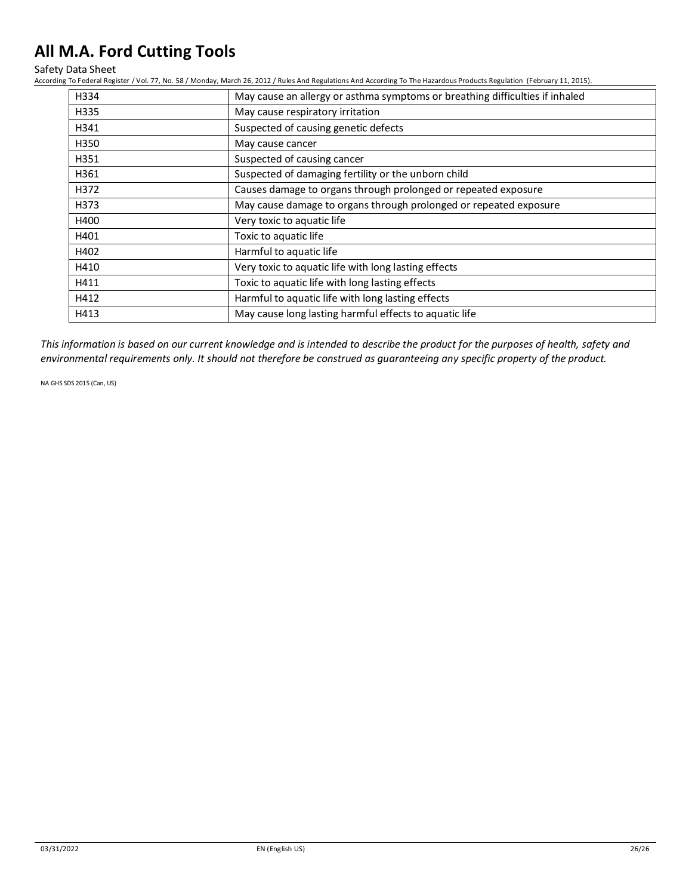| | |
|---|---|
| H334 | May cause an allergy or asthma symptoms or breathing difficulties if inhaled |
| H335 | May cause respiratory irritation |
| H341 | Suspected of causing genetic defects |
| H350 | May cause cancer |
| H351 | Suspected of causing cancer |
| H361 | Suspected of damaging fertility or the unborn child |
| H372 | Causes damage to organs through prolonged or repeated exposure |
| H373 | May cause damage to organs through prolonged or repeated exposure |
| H400 | Very toxic to aquatic life |
| H401 | Toxic to aquatic life |
| H402 | Harmful to aquatic life |
| H410 | Very toxic to aquatic life with long lasting effects |
| H411 | Toxic to aquatic life with long lasting effects |
| H412 | Harmful to aquatic life with long lasting effects |
| H413 | May cause long lasting harmful effects to aquatic life |

*This information is based on our current knowledge and is intended to describe the product for the purposes of health, safety and environmental requirements only. It should not therefore be construed as guaranteeing any specific property of the product.*

NA GHS SDS 2015 (Can, US)